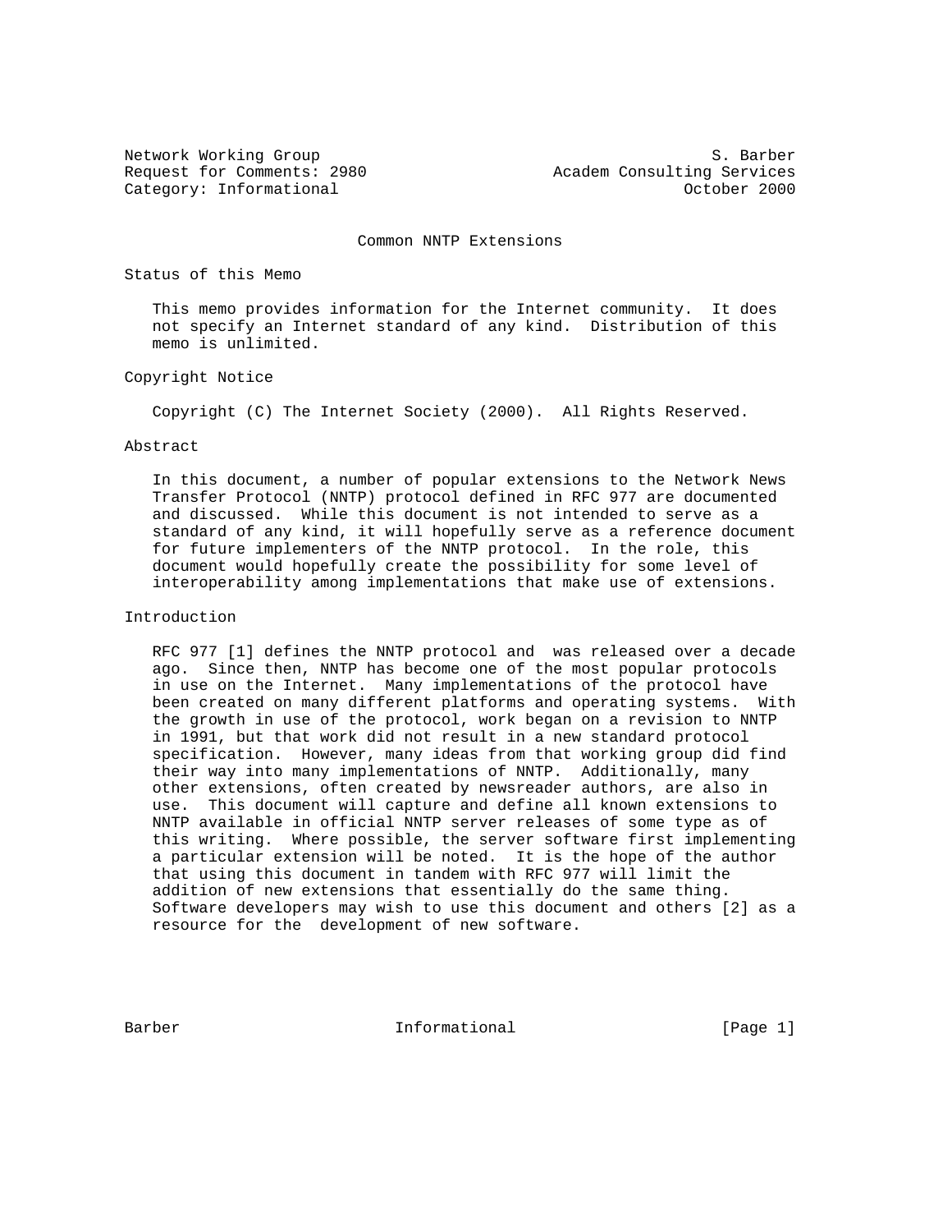Network Working Group S. Barber
Request for Comments: 2980 Academ Consulting Services
Category: Informational October 2000

# Common NNTP Extensions

## Status of this Memo

This memo provides information for the Internet community. It does not specify an Internet standard of any kind. Distribution of this memo is unlimited.

## Copyright Notice

Copyright (C) The Internet Society (2000). All Rights Reserved.

## Abstract

In this document, a number of popular extensions to the Network News Transfer Protocol (NNTP) protocol defined in RFC 977 are documented and discussed. While this document is not intended to serve as a standard of any kind, it will hopefully serve as a reference document for future implementers of the NNTP protocol. In the role, this document would hopefully create the possibility for some level of interoperability among implementations that make use of extensions.

## Introduction

RFC 977 [1] defines the NNTP protocol and was released over a decade ago. Since then, NNTP has become one of the most popular protocols in use on the Internet. Many implementations of the protocol have been created on many different platforms and operating systems. With the growth in use of the protocol, work began on a revision to NNTP in 1991, but that work did not result in a new standard protocol specification. However, many ideas from that working group did find their way into many implementations of NNTP. Additionally, many other extensions, often created by newsreader authors, are also in use. This document will capture and define all known extensions to NNTP available in official NNTP server releases of some type as of this writing. Where possible, the server software first implementing a particular extension will be noted. It is the hope of the author that using this document in tandem with RFC 977 will limit the addition of new extensions that essentially do the same thing. Software developers may wish to use this document and others [2] as a resource for the development of new software.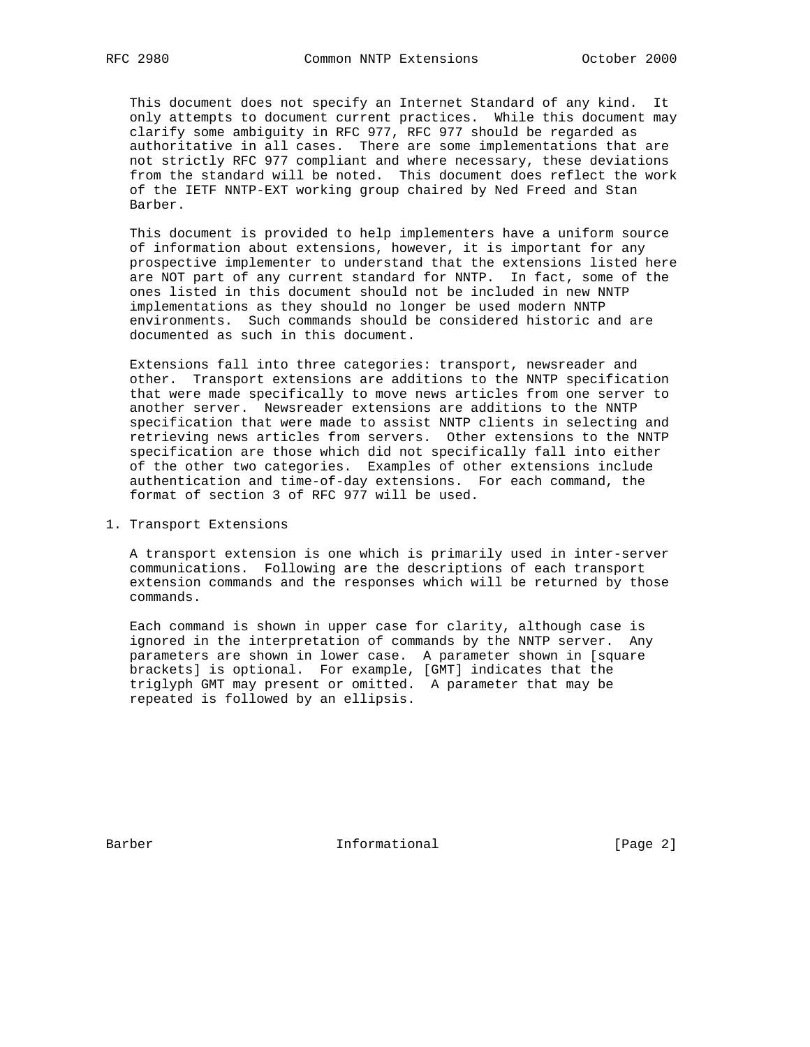This document does not specify an Internet Standard of any kind. It only attempts to document current practices. While this document may clarify some ambiguity in RFC 977, RFC 977 should be regarded as authoritative in all cases. There are some implementations that are not strictly RFC 977 compliant and where necessary, these deviations from the standard will be noted. This document does reflect the work of the IETF NNTP-EXT working group chaired by Ned Freed and Stan Barber.

This document is provided to help implementers have a uniform source of information about extensions, however, it is important for any prospective implementer to understand that the extensions listed here are NOT part of any current standard for NNTP. In fact, some of the ones listed in this document should not be included in new NNTP implementations as they should no longer be used modern NNTP environments. Such commands should be considered historic and are documented as such in this document.

Extensions fall into three categories: transport, newsreader and other. Transport extensions are additions to the NNTP specification that were made specifically to move news articles from one server to another server. Newsreader extensions are additions to the NNTP specification that were made to assist NNTP clients in selecting and retrieving news articles from servers. Other extensions to the NNTP specification are those which did not specifically fall into either of the other two categories. Examples of other extensions include authentication and time-of-day extensions. For each command, the format of section 3 of RFC 977 will be used.

## 1. Transport Extensions

A transport extension is one which is primarily used in inter-server communications. Following are the descriptions of each transport extension commands and the responses which will be returned by those commands.

Each command is shown in upper case for clarity, although case is ignored in the interpretation of commands by the NNTP server. Any parameters are shown in lower case. A parameter shown in [square brackets] is optional. For example, [GMT] indicates that the triglyph GMT may present or omitted. A parameter that may be repeated is followed by an ellipsis.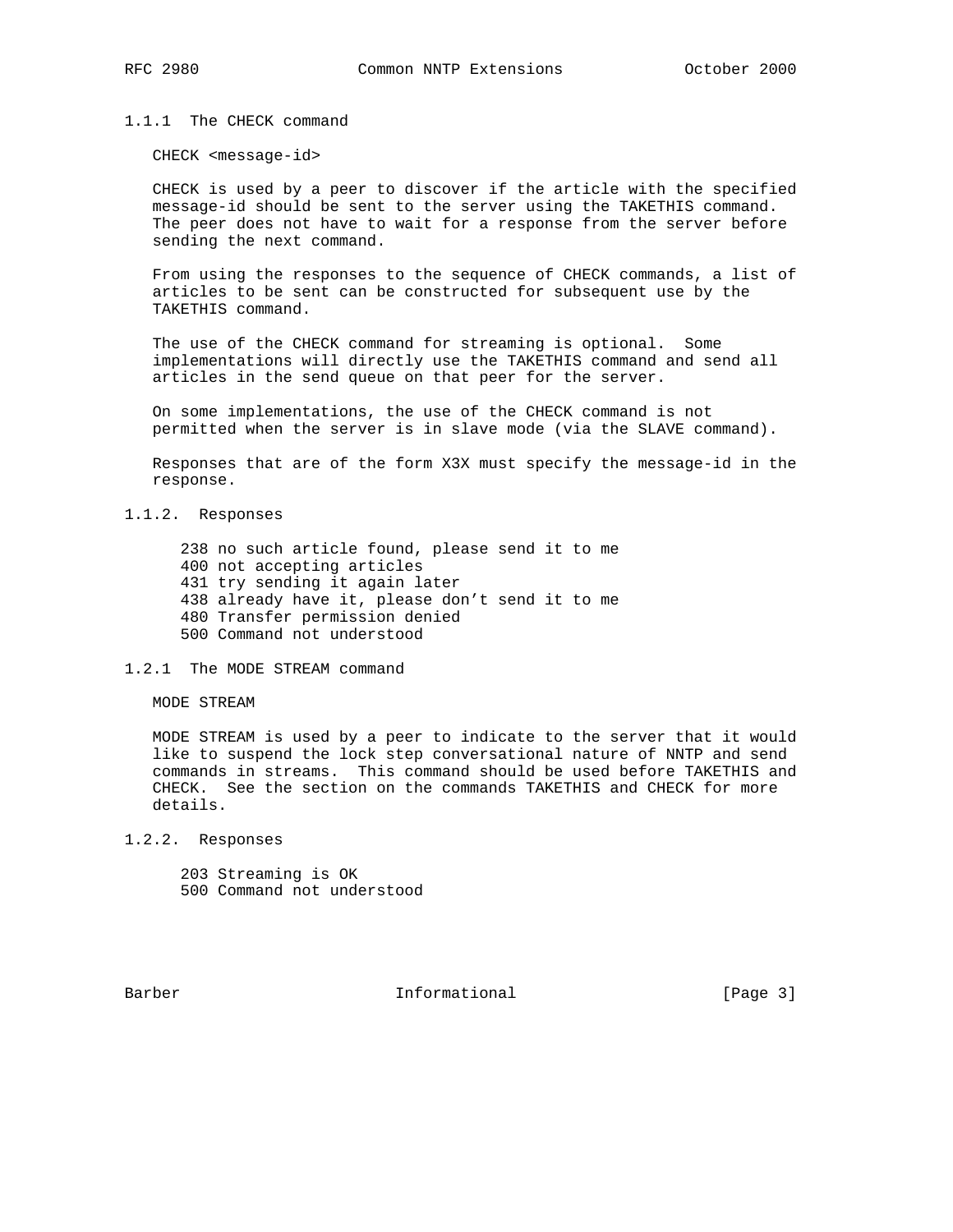### 1.1.1 The CHECK command

```
CHECK <message-id>
```

CHECK is used by a peer to discover if the article with the specified message-id should be sent to the server using the TAKETHIS command. The peer does not have to wait for a response from the server before sending the next command.

From using the responses to the sequence of CHECK commands, a list of articles to be sent can be constructed for subsequent use by the TAKETHIS command.

The use of the CHECK command for streaming is optional. Some implementations will directly use the TAKETHIS command and send all articles in the send queue on that peer for the server.

On some implementations, the use of the CHECK command is not permitted when the server is in slave mode (via the SLAVE command).

Responses that are of the form X3X must specify the message-id in the response.

### 1.1.2. Responses

```
238 no such article found, please send it to me
400 not accepting articles
431 try sending it again later
438 already have it, please don't send it to me
480 Transfer permission denied
500 Command not understood
```

### 1.2.1 The MODE STREAM command

```
MODE STREAM
```

MODE STREAM is used by a peer to indicate to the server that it would like to suspend the lock step conversational nature of NNTP and send commands in streams. This command should be used before TAKETHIS and CHECK. See the section on the commands TAKETHIS and CHECK for more details.

### 1.2.2. Responses

```
203 Streaming is OK
500 Command not understood
```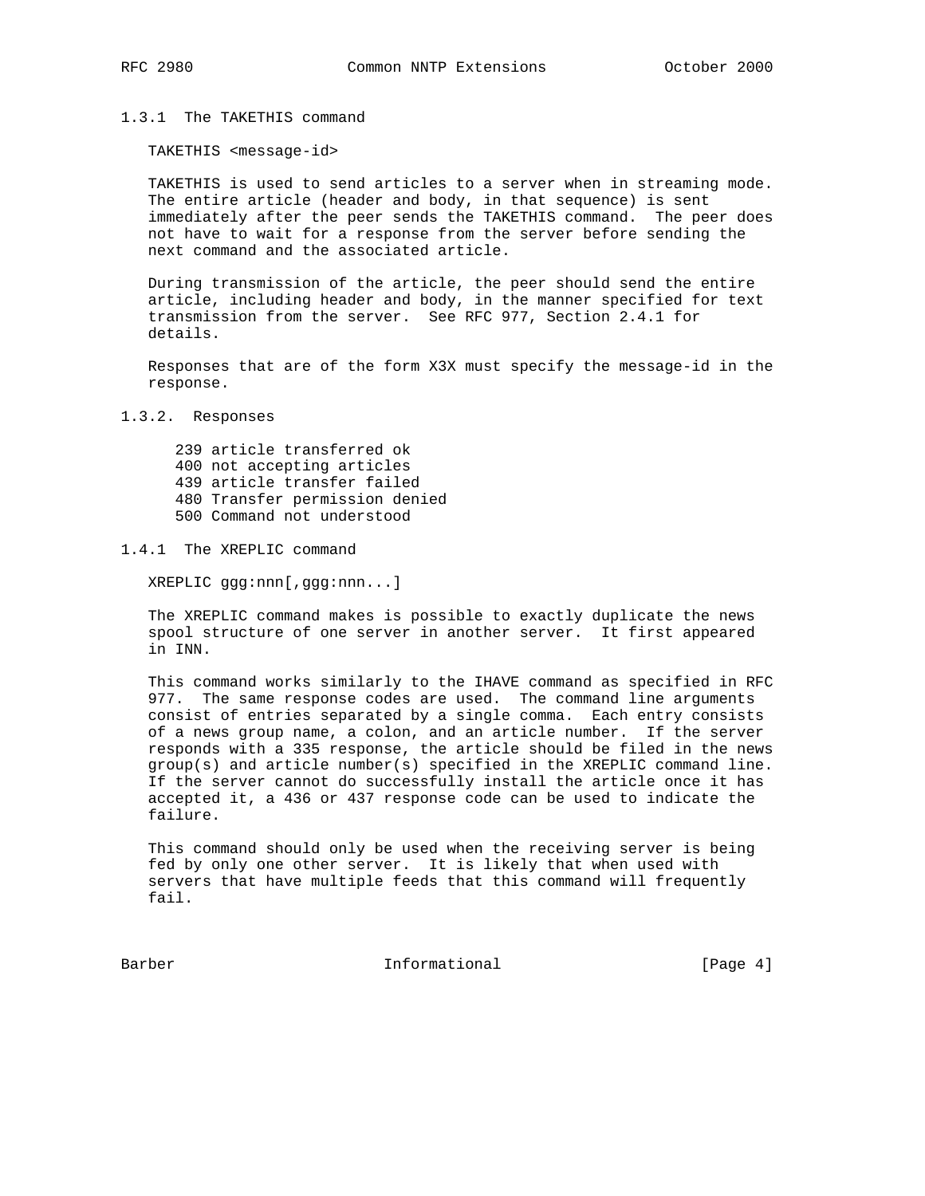### 1.3.1 The TAKETHIS command

```
TAKETHIS <message-id>
```

TAKETHIS is used to send articles to a server when in streaming mode. The entire article (header and body, in that sequence) is sent immediately after the peer sends the TAKETHIS command. The peer does not have to wait for a response from the server before sending the next command and the associated article.

During transmission of the article, the peer should send the entire article, including header and body, in the manner specified for text transmission from the server. See RFC 977, Section 2.4.1 for details.

Responses that are of the form X3X must specify the message-id in the response.

### 1.3.2. Responses

```
239 article transferred ok
400 not accepting articles
439 article transfer failed
480 Transfer permission denied
500 Command not understood
```

### 1.4.1 The XREPLIC command

```
XREPLIC ggg:nnn[,ggg:nnn...]
```

The XREPLIC command makes is possible to exactly duplicate the news spool structure of one server in another server. It first appeared in INN.

This command works similarly to the IHAVE command as specified in RFC 977. The same response codes are used. The command line arguments consist of entries separated by a single comma. Each entry consists of a news group name, a colon, and an article number. If the server responds with a 335 response, the article should be filed in the news group(s) and article number(s) specified in the XREPLIC command line. If the server cannot do successfully install the article once it has accepted it, a 436 or 437 response code can be used to indicate the failure.

This command should only be used when the receiving server is being fed by only one other server. It is likely that when used with servers that have multiple feeds that this command will frequently fail.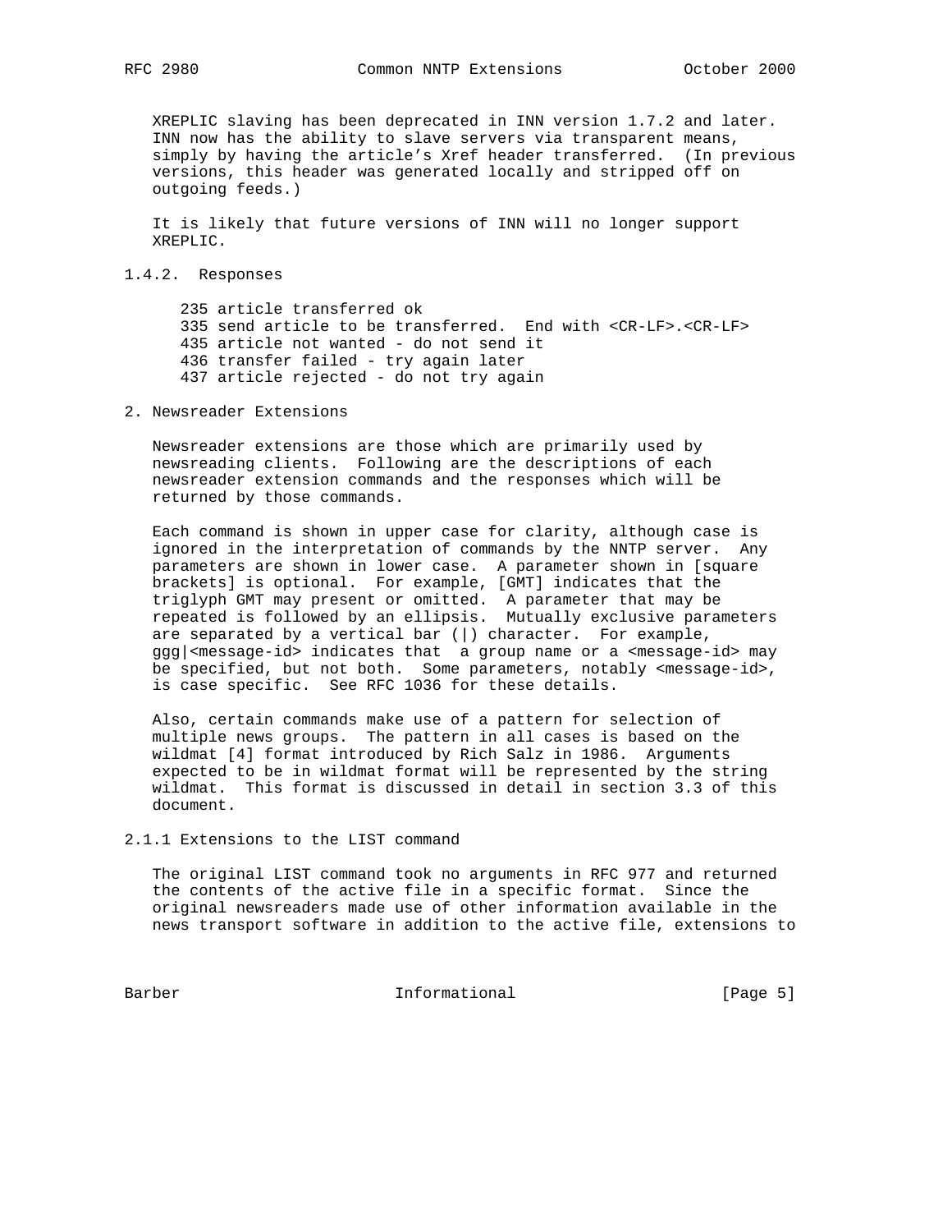XREPLIC slaving has been deprecated in INN version 1.7.2 and later. INN now has the ability to slave servers via transparent means, simply by having the article's Xref header transferred. (In previous versions, this header was generated locally and stripped off on outgoing feeds.)

It is likely that future versions of INN will no longer support XREPLIC.

### 1.4.2. Responses

```
235 article transferred ok
335 send article to be transferred.  End with <CR-LF>.<CR-LF>
435 article not wanted - do not send it
436 transfer failed - try again later
437 article rejected - do not try again
```

## 2. Newsreader Extensions

Newsreader extensions are those which are primarily used by newsreading clients. Following are the descriptions of each newsreader extension commands and the responses which will be returned by those commands.

Each command is shown in upper case for clarity, although case is ignored in the interpretation of commands by the NNTP server. Any parameters are shown in lower case. A parameter shown in [square brackets] is optional. For example, [GMT] indicates that the triglyph GMT may present or omitted. A parameter that may be repeated is followed by an ellipsis. Mutually exclusive parameters are separated by a vertical bar (|) character. For example, ggg|<message-id> indicates that a group name or a <message-id> may be specified, but not both. Some parameters, notably <message-id>, is case specific. See RFC 1036 for these details.

Also, certain commands make use of a pattern for selection of multiple news groups. The pattern in all cases is based on the wildmat [4] format introduced by Rich Salz in 1986. Arguments expected to be in wildmat format will be represented by the string wildmat. This format is discussed in detail in section 3.3 of this document.

### 2.1.1 Extensions to the LIST command

The original LIST command took no arguments in RFC 977 and returned the contents of the active file in a specific format. Since the original newsreaders made use of other information available in the news transport software in addition to the active file, extensions to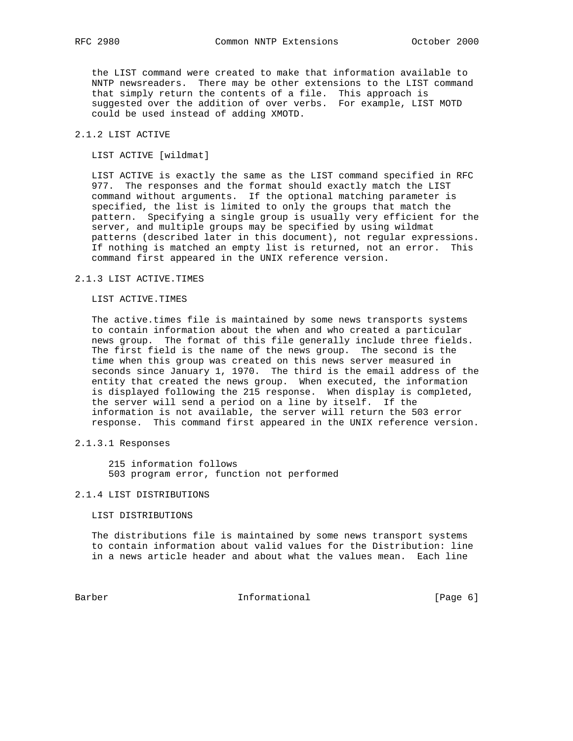the LIST command were created to make that information available to NNTP newsreaders. There may be other extensions to the LIST command that simply return the contents of a file. This approach is suggested over the addition of over verbs. For example, LIST MOTD could be used instead of adding XMOTD.

### 2.1.2 LIST ACTIVE

LIST ACTIVE [wildmat]

LIST ACTIVE is exactly the same as the LIST command specified in RFC 977. The responses and the format should exactly match the LIST command without arguments. If the optional matching parameter is specified, the list is limited to only the groups that match the pattern. Specifying a single group is usually very efficient for the server, and multiple groups may be specified by using wildmat patterns (described later in this document), not regular expressions. If nothing is matched an empty list is returned, not an error. This command first appeared in the UNIX reference version.

### 2.1.3 LIST ACTIVE.TIMES

LIST ACTIVE.TIMES

The active.times file is maintained by some news transports systems to contain information about the when and who created a particular news group. The format of this file generally include three fields. The first field is the name of the news group. The second is the time when this group was created on this news server measured in seconds since January 1, 1970. The third is the email address of the entity that created the news group. When executed, the information is displayed following the 215 response. When display is completed, the server will send a period on a line by itself. If the information is not available, the server will return the 503 error response. This command first appeared in the UNIX reference version.

#### 2.1.3.1 Responses

```
215 information follows
503 program error, function not performed
```

### 2.1.4 LIST DISTRIBUTIONS

LIST DISTRIBUTIONS

The distributions file is maintained by some news transport systems to contain information about valid values for the Distribution: line in a news article header and about what the values mean. Each line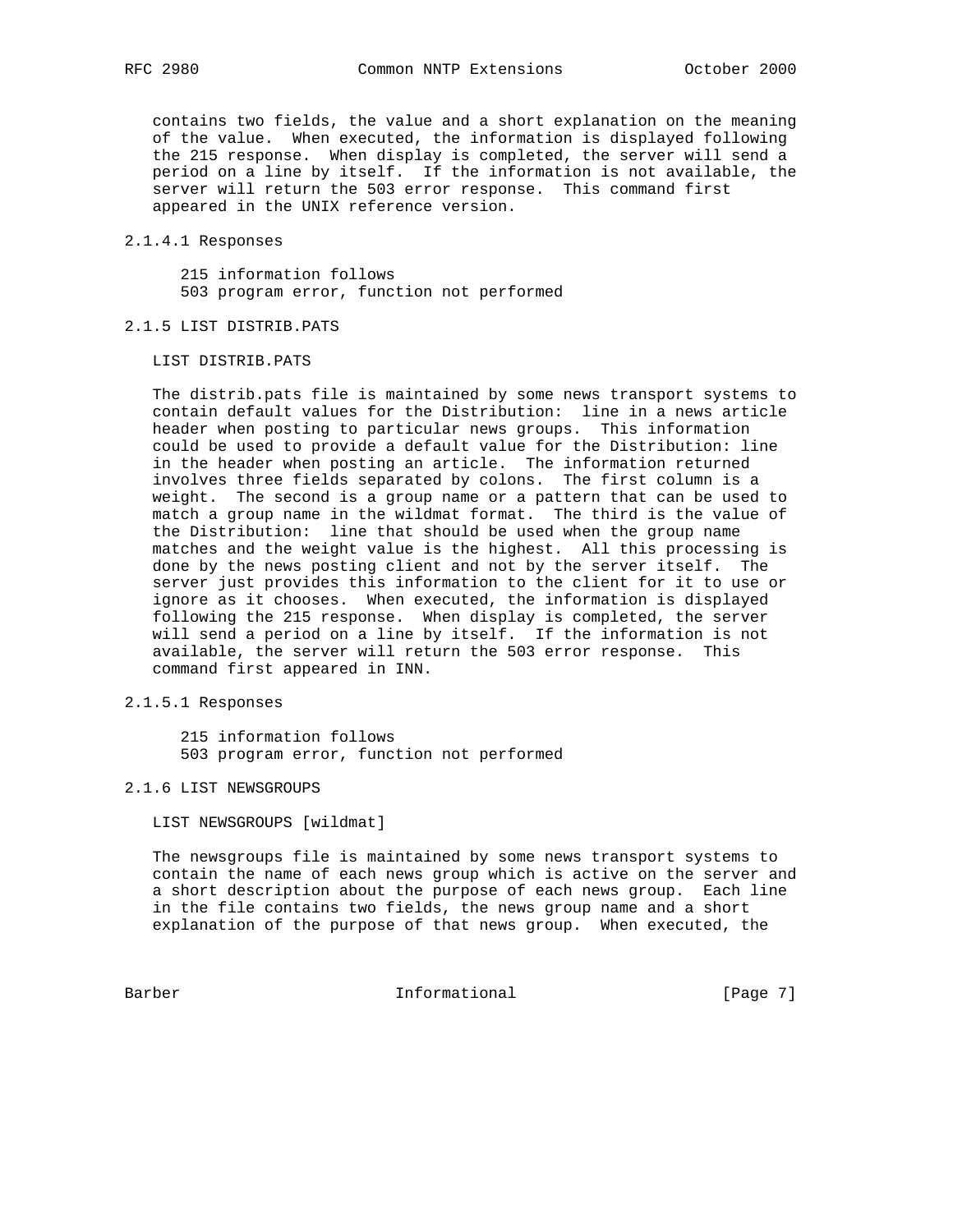contains two fields, the value and a short explanation on the meaning of the value. When executed, the information is displayed following the 215 response. When display is completed, the server will send a period on a line by itself. If the information is not available, the server will return the 503 error response. This command first appeared in the UNIX reference version.

#### 2.1.4.1 Responses

```
215 information follows
503 program error, function not performed
```

### 2.1.5 LIST DISTRIB.PATS

```
LIST DISTRIB.PATS
```

The distrib.pats file is maintained by some news transport systems to contain default values for the Distribution: line in a news article header when posting to particular news groups. This information could be used to provide a default value for the Distribution: line in the header when posting an article. The information returned involves three fields separated by colons. The first column is a weight. The second is a group name or a pattern that can be used to match a group name in the wildmat format. The third is the value of the Distribution: line that should be used when the group name matches and the weight value is the highest. All this processing is done by the news posting client and not by the server itself. The server just provides this information to the client for it to use or ignore as it chooses. When executed, the information is displayed following the 215 response. When display is completed, the server will send a period on a line by itself. If the information is not available, the server will return the 503 error response. This command first appeared in INN.

#### 2.1.5.1 Responses

```
215 information follows
503 program error, function not performed
```

### 2.1.6 LIST NEWSGROUPS

```
LIST NEWSGROUPS [wildmat]
```

The newsgroups file is maintained by some news transport systems to contain the name of each news group which is active on the server and a short description about the purpose of each news group. Each line in the file contains two fields, the news group name and a short explanation of the purpose of that news group. When executed, the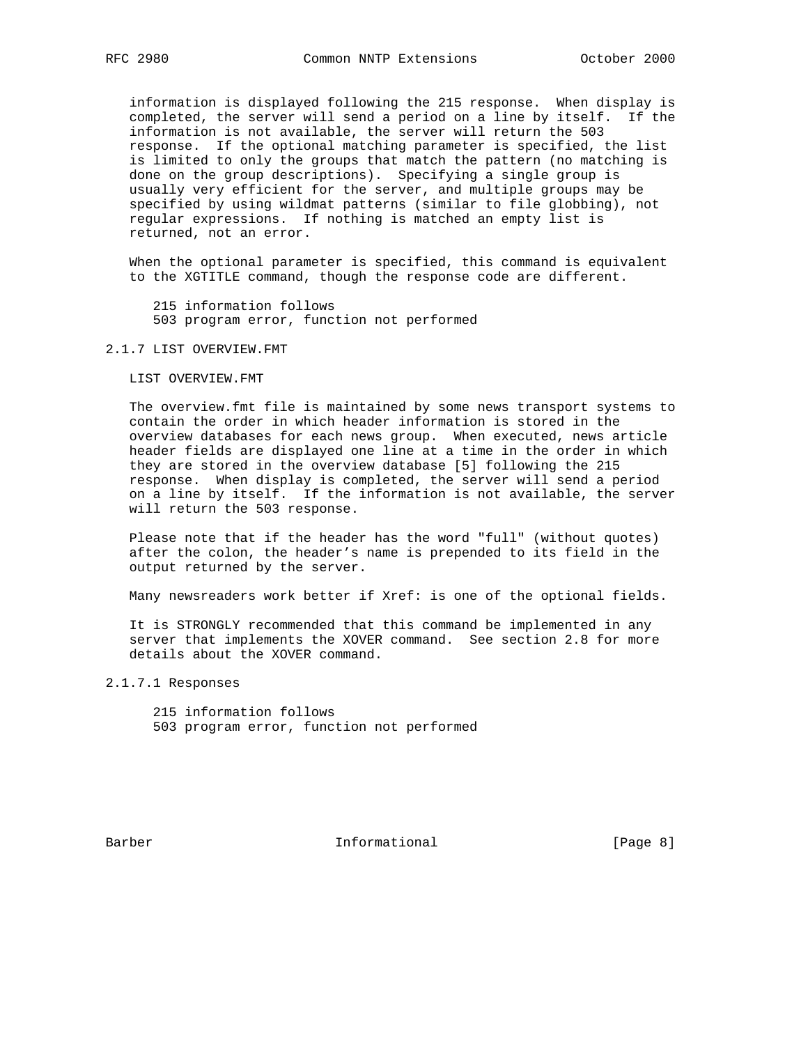information is displayed following the 215 response. When display is completed, the server will send a period on a line by itself. If the information is not available, the server will return the 503 response. If the optional matching parameter is specified, the list is limited to only the groups that match the pattern (no matching is done on the group descriptions). Specifying a single group is usually very efficient for the server, and multiple groups may be specified by using wildmat patterns (similar to file globbing), not regular expressions. If nothing is matched an empty list is returned, not an error.

When the optional parameter is specified, this command is equivalent to the XGTITLE command, though the response code are different.

```
215 information follows
503 program error, function not performed
```

### 2.1.7 LIST OVERVIEW.FMT

LIST OVERVIEW.FMT

The overview.fmt file is maintained by some news transport systems to contain the order in which header information is stored in the overview databases for each news group. When executed, news article header fields are displayed one line at a time in the order in which they are stored in the overview database [5] following the 215 response. When display is completed, the server will send a period on a line by itself. If the information is not available, the server will return the 503 response.

Please note that if the header has the word "full" (without quotes) after the colon, the header's name is prepended to its field in the output returned by the server.

Many newsreaders work better if Xref: is one of the optional fields.

It is STRONGLY recommended that this command be implemented in any server that implements the XOVER command. See section 2.8 for more details about the XOVER command.

#### 2.1.7.1 Responses

```
215 information follows
503 program error, function not performed
```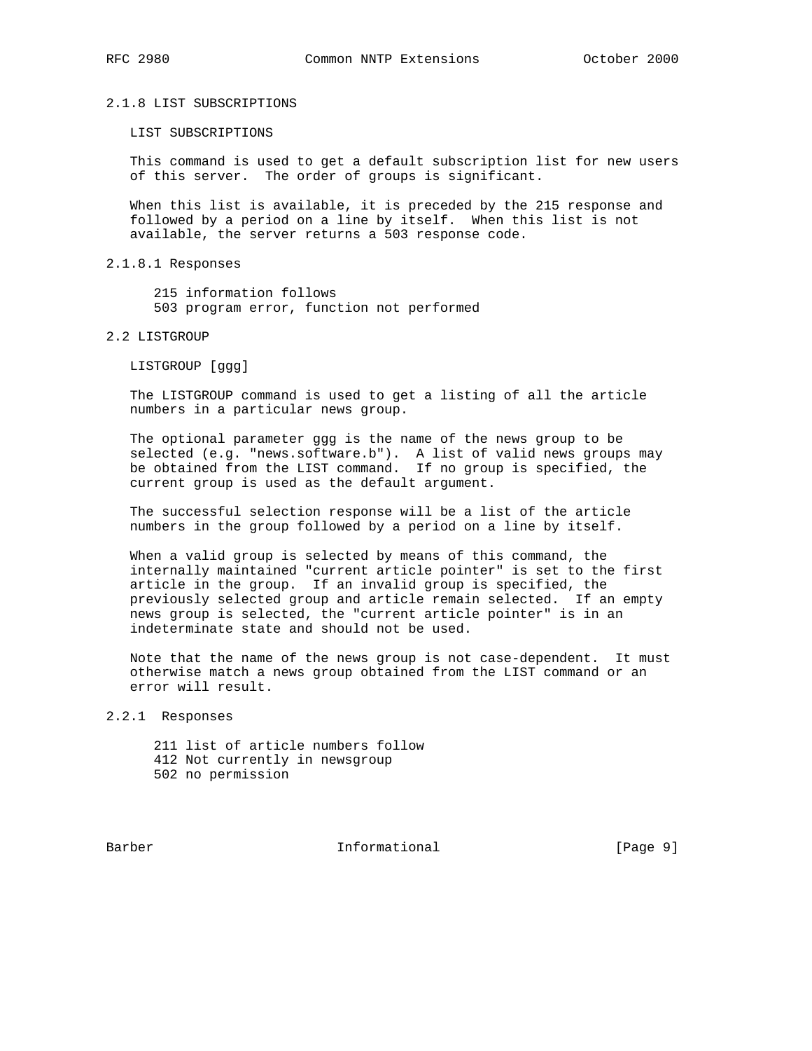### 2.1.8 LIST SUBSCRIPTIONS

LIST SUBSCRIPTIONS

This command is used to get a default subscription list for new users of this server. The order of groups is significant.

When this list is available, it is preceded by the 215 response and followed by a period on a line by itself. When this list is not available, the server returns a 503 response code.

#### 2.1.8.1 Responses

```
215 information follows
503 program error, function not performed
```

## 2.2 LISTGROUP

LISTGROUP [ggg]

The LISTGROUP command is used to get a listing of all the article numbers in a particular news group.

The optional parameter ggg is the name of the news group to be selected (e.g. "news.software.b"). A list of valid news groups may be obtained from the LIST command. If no group is specified, the current group is used as the default argument.

The successful selection response will be a list of the article numbers in the group followed by a period on a line by itself.

When a valid group is selected by means of this command, the internally maintained "current article pointer" is set to the first article in the group. If an invalid group is specified, the previously selected group and article remain selected. If an empty news group is selected, the "current article pointer" is in an indeterminate state and should not be used.

Note that the name of the news group is not case-dependent. It must otherwise match a news group obtained from the LIST command or an error will result.

### 2.2.1 Responses

```
211 list of article numbers follow
412 Not currently in newsgroup
502 no permission
```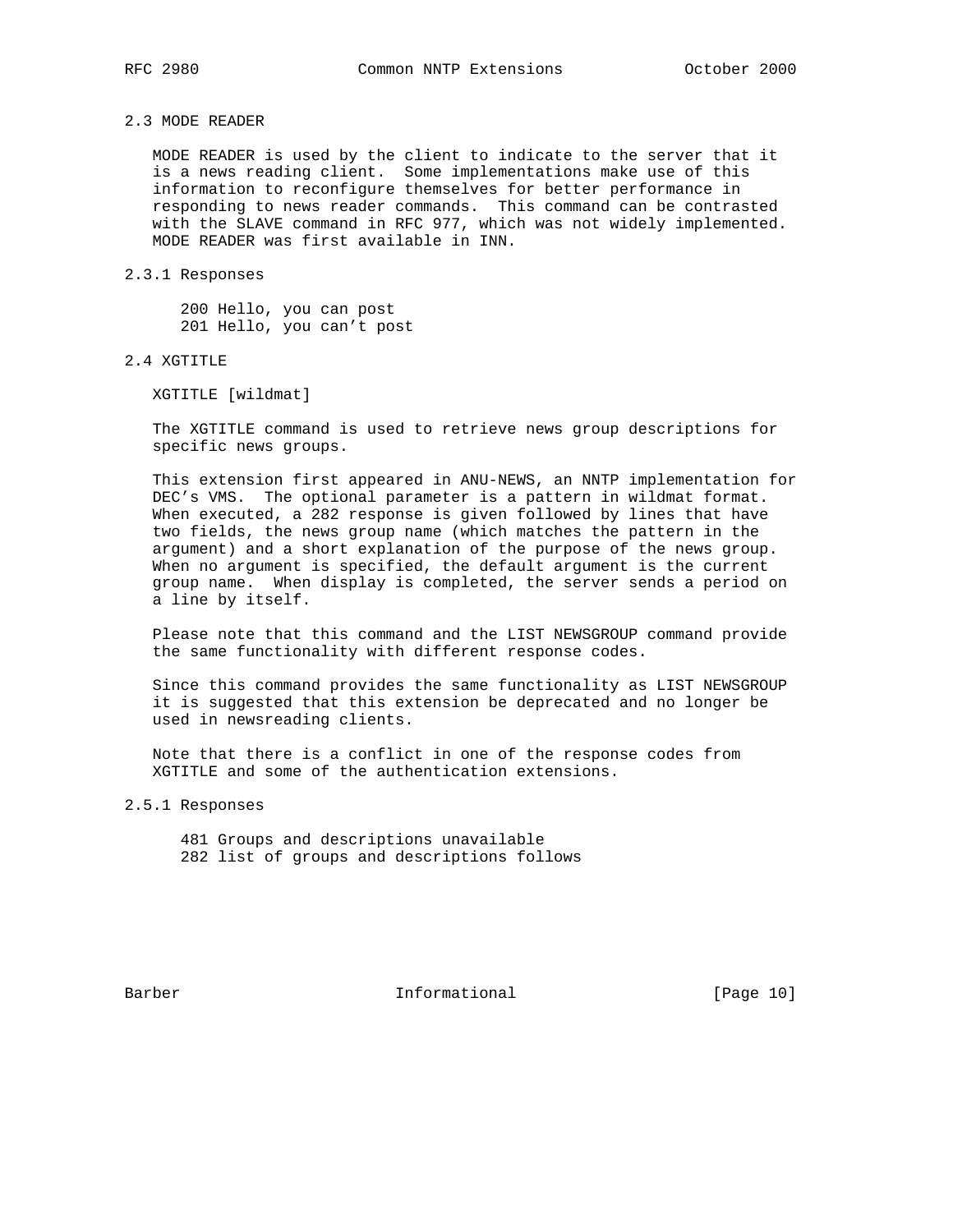### 2.3 MODE READER

MODE READER is used by the client to indicate to the server that it is a news reading client. Some implementations make use of this information to reconfigure themselves for better performance in responding to news reader commands. This command can be contrasted with the SLAVE command in RFC 977, which was not widely implemented. MODE READER was first available in INN.

#### 2.3.1 Responses

```
200 Hello, you can post
201 Hello, you can't post
```

### 2.4 XGTITLE

```
XGTITLE [wildmat]
```

The XGTITLE command is used to retrieve news group descriptions for specific news groups.

This extension first appeared in ANU-NEWS, an NNTP implementation for DEC's VMS. The optional parameter is a pattern in wildmat format. When executed, a 282 response is given followed by lines that have two fields, the news group name (which matches the pattern in the argument) and a short explanation of the purpose of the news group. When no argument is specified, the default argument is the current group name. When display is completed, the server sends a period on a line by itself.

Please note that this command and the LIST NEWSGROUP command provide the same functionality with different response codes.

Since this command provides the same functionality as LIST NEWSGROUP it is suggested that this extension be deprecated and no longer be used in newsreading clients.

Note that there is a conflict in one of the response codes from XGTITLE and some of the authentication extensions.

#### 2.5.1 Responses

```
481 Groups and descriptions unavailable
282 list of groups and descriptions follows
```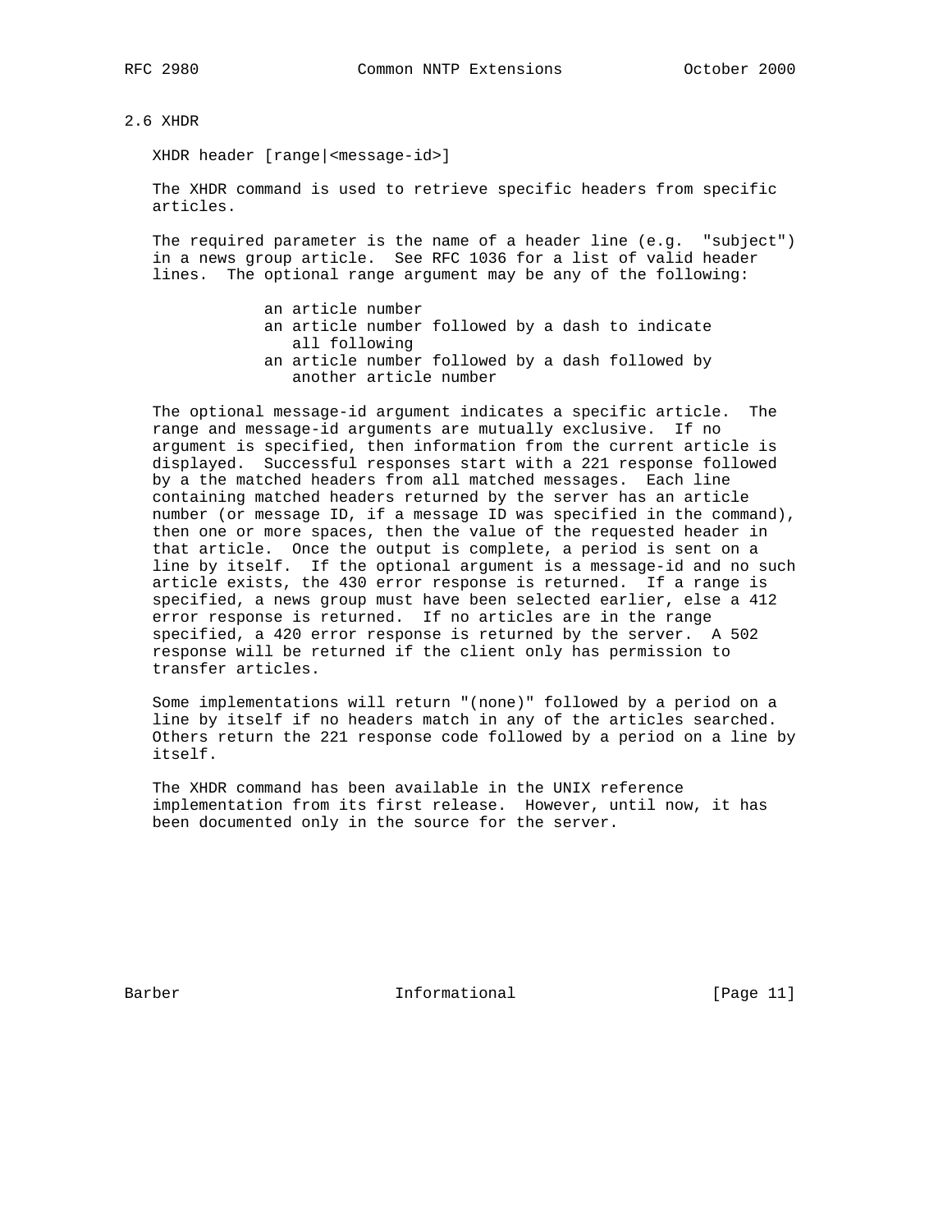## 2.6 XHDR

```
XHDR header [range|<message-id>]
```

The XHDR command is used to retrieve specific headers from specific articles.

The required parameter is the name of a header line (e.g. "subject") in a news group article. See RFC 1036 for a list of valid header lines. The optional range argument may be any of the following:

- an article number
- an article number followed by a dash to indicate all following
- an article number followed by a dash followed by another article number

The optional message-id argument indicates a specific article. The range and message-id arguments are mutually exclusive. If no argument is specified, then information from the current article is displayed. Successful responses start with a 221 response followed by a the matched headers from all matched messages. Each line containing matched headers returned by the server has an article number (or message ID, if a message ID was specified in the command), then one or more spaces, then the value of the requested header in that article. Once the output is complete, a period is sent on a line by itself. If the optional argument is a message-id and no such article exists, the 430 error response is returned. If a range is specified, a news group must have been selected earlier, else a 412 error response is returned. If no articles are in the range specified, a 420 error response is returned by the server. A 502 response will be returned if the client only has permission to transfer articles.

Some implementations will return "(none)" followed by a period on a line by itself if no headers match in any of the articles searched. Others return the 221 response code followed by a period on a line by itself.

The XHDR command has been available in the UNIX reference implementation from its first release. However, until now, it has been documented only in the source for the server.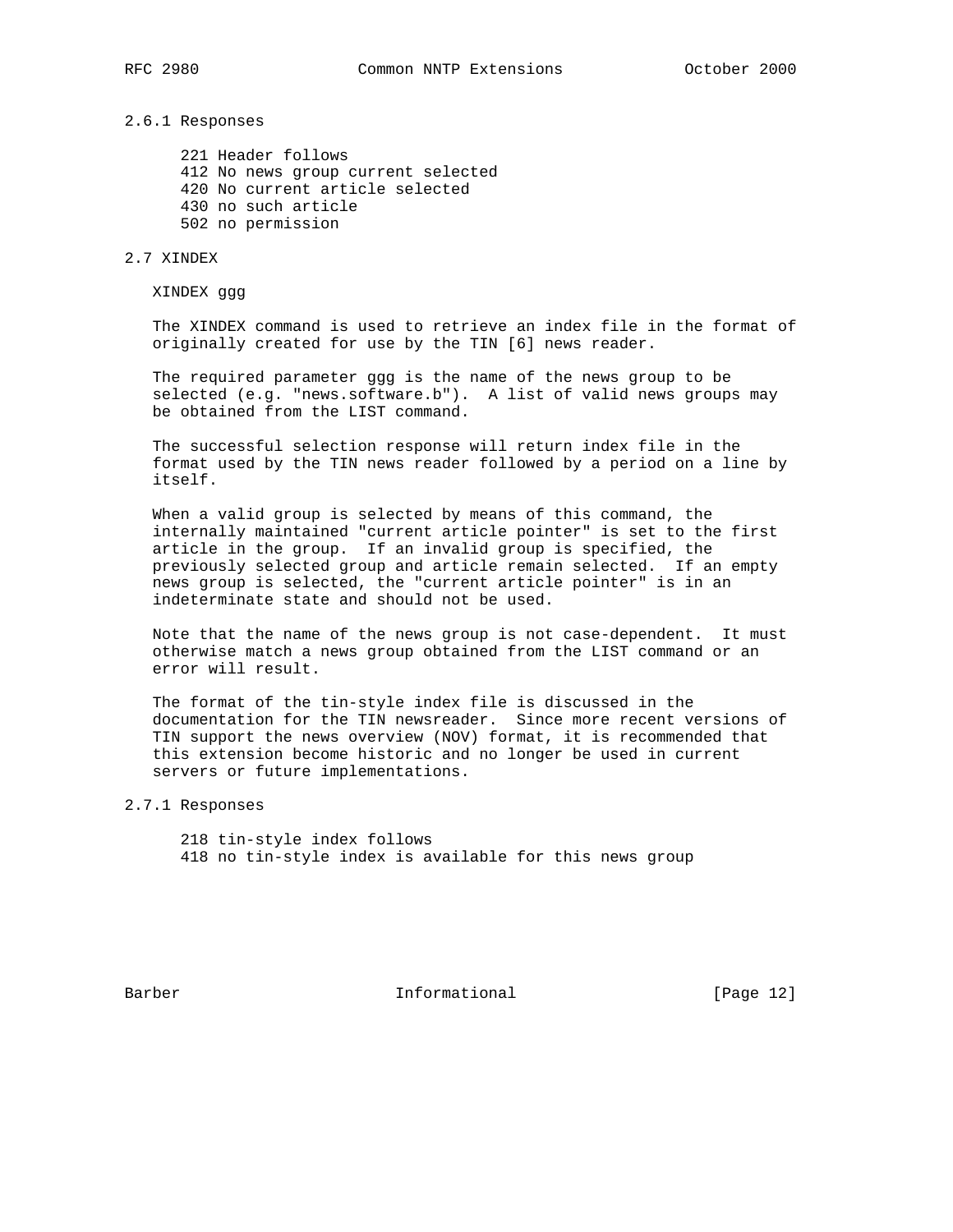### 2.6.1 Responses

```
221 Header follows
412 No news group current selected
420 No current article selected
430 no such article
502 no permission
```

## 2.7 XINDEX

XINDEX ggg

The XINDEX command is used to retrieve an index file in the format of originally created for use by the TIN [6] news reader.

The required parameter ggg is the name of the news group to be selected (e.g. "news.software.b"). A list of valid news groups may be obtained from the LIST command.

The successful selection response will return index file in the format used by the TIN news reader followed by a period on a line by itself.

When a valid group is selected by means of this command, the internally maintained "current article pointer" is set to the first article in the group. If an invalid group is specified, the previously selected group and article remain selected. If an empty news group is selected, the "current article pointer" is in an indeterminate state and should not be used.

Note that the name of the news group is not case-dependent. It must otherwise match a news group obtained from the LIST command or an error will result.

The format of the tin-style index file is discussed in the documentation for the TIN newsreader. Since more recent versions of TIN support the news overview (NOV) format, it is recommended that this extension become historic and no longer be used in current servers or future implementations.

### 2.7.1 Responses

```
218 tin-style index follows
418 no tin-style index is available for this news group
```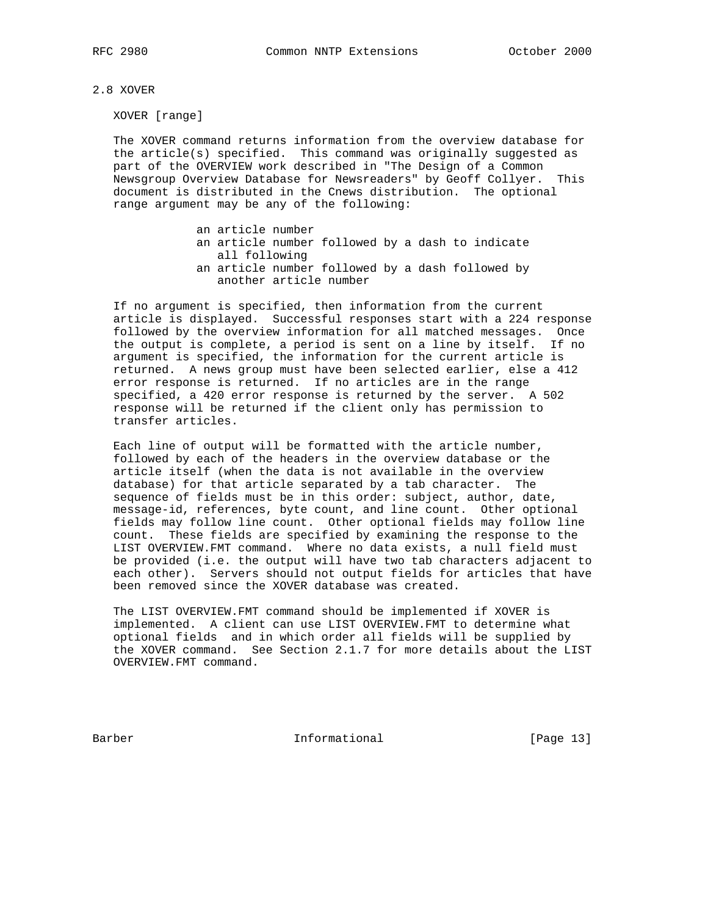## 2.8 XOVER

XOVER [range]

The XOVER command returns information from the overview database for the article(s) specified. This command was originally suggested as part of the OVERVIEW work described in "The Design of a Common Newsgroup Overview Database for Newsreaders" by Geoff Collyer. This document is distributed in the Cnews distribution. The optional range argument may be any of the following:

- an article number
- an article number followed by a dash to indicate all following
- an article number followed by a dash followed by another article number

If no argument is specified, then information from the current article is displayed. Successful responses start with a 224 response followed by the overview information for all matched messages. Once the output is complete, a period is sent on a line by itself. If no argument is specified, the information for the current article is returned. A news group must have been selected earlier, else a 412 error response is returned. If no articles are in the range specified, a 420 error response is returned by the server. A 502 response will be returned if the client only has permission to transfer articles.

Each line of output will be formatted with the article number, followed by each of the headers in the overview database or the article itself (when the data is not available in the overview database) for that article separated by a tab character. The sequence of fields must be in this order: subject, author, date, message-id, references, byte count, and line count. Other optional fields may follow line count. Other optional fields may follow line count. These fields are specified by examining the response to the LIST OVERVIEW.FMT command. Where no data exists, a null field must be provided (i.e. the output will have two tab characters adjacent to each other). Servers should not output fields for articles that have been removed since the XOVER database was created.

The LIST OVERVIEW.FMT command should be implemented if XOVER is implemented. A client can use LIST OVERVIEW.FMT to determine what optional fields and in which order all fields will be supplied by the XOVER command. See Section 2.1.7 for more details about the LIST OVERVIEW.FMT command.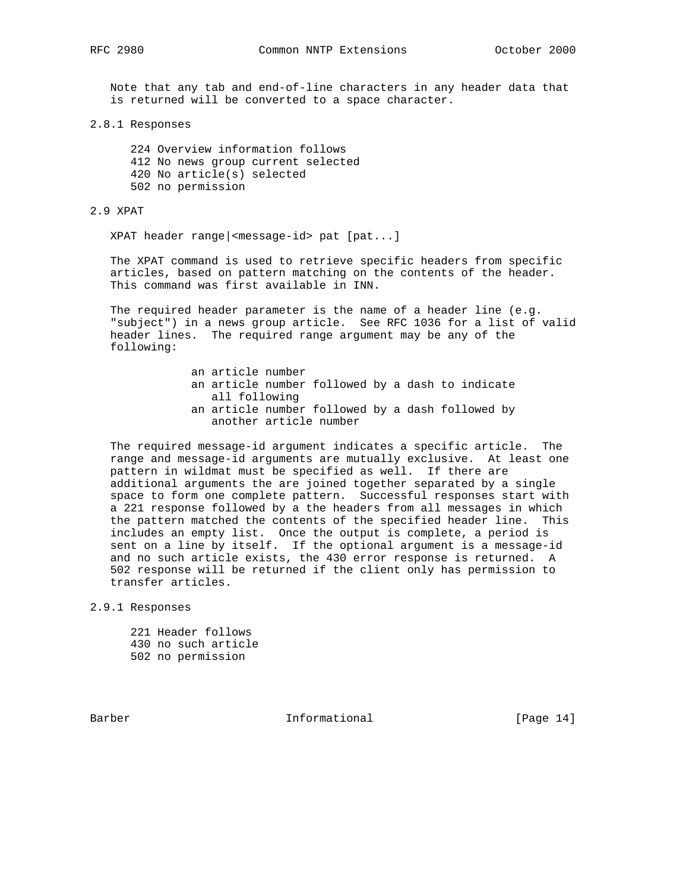Note that any tab and end-of-line characters in any header data that is returned will be converted to a space character.

### 2.8.1 Responses

```
224 Overview information follows
412 No news group current selected
420 No article(s) selected
502 no permission
```

## 2.9 XPAT

```
XPAT header range|<message-id> pat [pat...]
```

The XPAT command is used to retrieve specific headers from specific articles, based on pattern matching on the contents of the header. This command was first available in INN.

The required header parameter is the name of a header line (e.g. "subject") in a news group article. See RFC 1036 for a list of valid header lines. The required range argument may be any of the following:

```
an article number
an article number followed by a dash to indicate
   all following
an article number followed by a dash followed by
   another article number
```

The required message-id argument indicates a specific article. The range and message-id arguments are mutually exclusive. At least one pattern in wildmat must be specified as well. If there are additional arguments the are joined together separated by a single space to form one complete pattern. Successful responses start with a 221 response followed by a the headers from all messages in which the pattern matched the contents of the specified header line. This includes an empty list. Once the output is complete, a period is sent on a line by itself. If the optional argument is a message-id and no such article exists, the 430 error response is returned. A 502 response will be returned if the client only has permission to transfer articles.

### 2.9.1 Responses

```
221 Header follows
430 no such article
502 no permission
```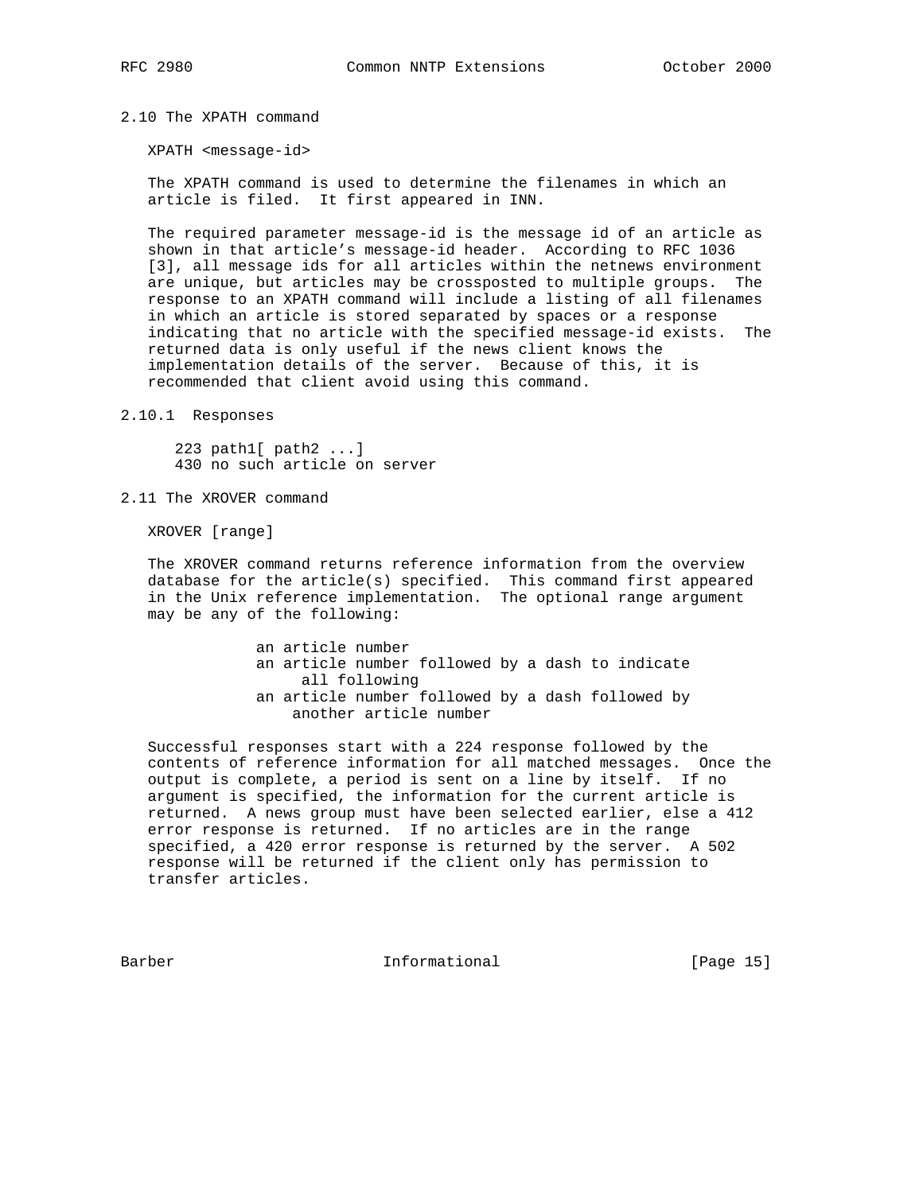## 2.10 The XPATH command

XPATH <message-id>

The XPATH command is used to determine the filenames in which an article is filed. It first appeared in INN.

The required parameter message-id is the message id of an article as shown in that article's message-id header. According to RFC 1036 [3], all message ids for all articles within the netnews environment are unique, but articles may be crossposted to multiple groups. The response to an XPATH command will include a listing of all filenames in which an article is stored separated by spaces or a response indicating that no article with the specified message-id exists. The returned data is only useful if the news client knows the implementation details of the server. Because of this, it is recommended that client avoid using this command.

### 2.10.1 Responses

```
223 path1[ path2 ...]
430 no such article on server
```

## 2.11 The XROVER command

XROVER [range]

The XROVER command returns reference information from the overview database for the article(s) specified. This command first appeared in the Unix reference implementation. The optional range argument may be any of the following:

- an article number
- an article number followed by a dash to indicate all following
- an article number followed by a dash followed by another article number

Successful responses start with a 224 response followed by the contents of reference information for all matched messages. Once the output is complete, a period is sent on a line by itself. If no argument is specified, the information for the current article is returned. A news group must have been selected earlier, else a 412 error response is returned. If no articles are in the range specified, a 420 error response is returned by the server. A 502 response will be returned if the client only has permission to transfer articles.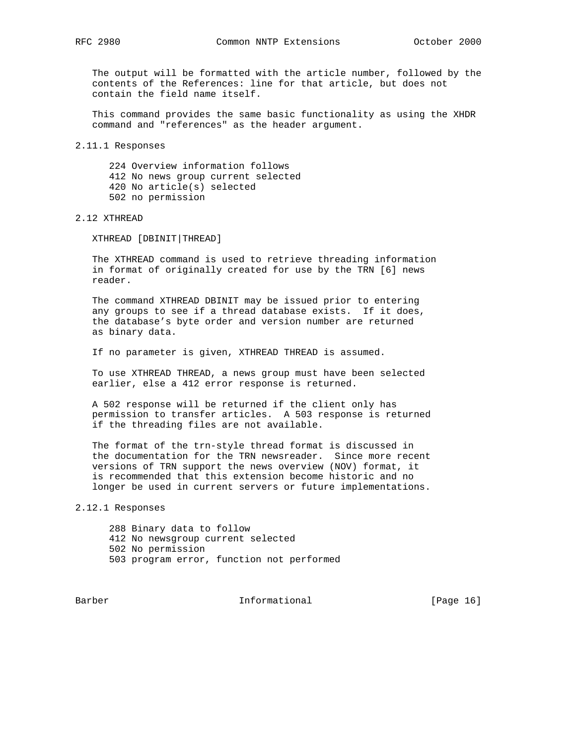The output will be formatted with the article number, followed by the contents of the References: line for that article, but does not contain the field name itself.

This command provides the same basic functionality as using the XHDR command and "references" as the header argument.

### 2.11.1 Responses

```
224 Overview information follows
412 No news group current selected
420 No article(s) selected
502 no permission
```

## 2.12 XTHREAD

```
XTHREAD [DBINIT|THREAD]
```

The XTHREAD command is used to retrieve threading information in format of originally created for use by the TRN [6] news reader.

The command XTHREAD DBINIT may be issued prior to entering any groups to see if a thread database exists. If it does, the database's byte order and version number are returned as binary data.

If no parameter is given, XTHREAD THREAD is assumed.

To use XTHREAD THREAD, a news group must have been selected earlier, else a 412 error response is returned.

A 502 response will be returned if the client only has permission to transfer articles. A 503 response is returned if the threading files are not available.

The format of the trn-style thread format is discussed in the documentation for the TRN newsreader. Since more recent versions of TRN support the news overview (NOV) format, it is recommended that this extension become historic and no longer be used in current servers or future implementations.

### 2.12.1 Responses

```
288 Binary data to follow
412 No newsgroup current selected
502 No permission
503 program error, function not performed
```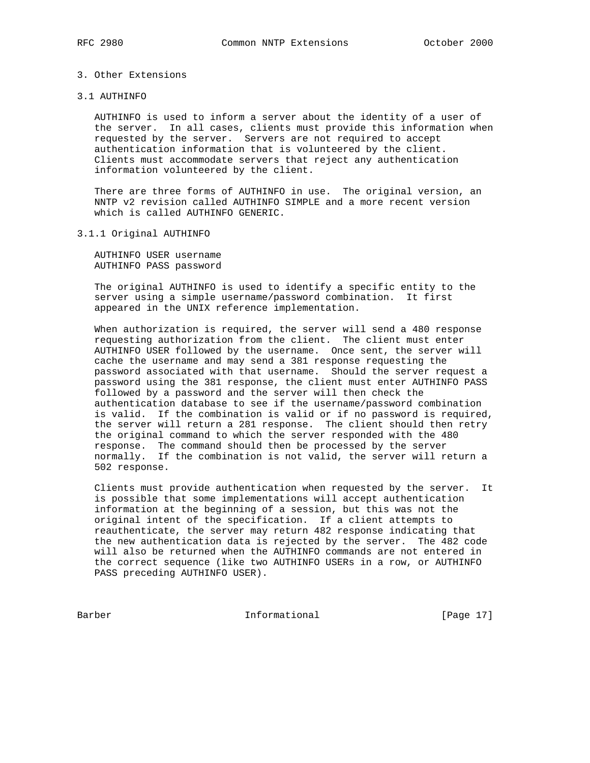## 3. Other Extensions

### 3.1 AUTHINFO

AUTHINFO is used to inform a server about the identity of a user of the server. In all cases, clients must provide this information when requested by the server. Servers are not required to accept authentication information that is volunteered by the client. Clients must accommodate servers that reject any authentication information volunteered by the client.

There are three forms of AUTHINFO in use. The original version, an NNTP v2 revision called AUTHINFO SIMPLE and a more recent version which is called AUTHINFO GENERIC.

#### 3.1.1 Original AUTHINFO

```
AUTHINFO USER username
AUTHINFO PASS password
```

The original AUTHINFO is used to identify a specific entity to the server using a simple username/password combination. It first appeared in the UNIX reference implementation.

When authorization is required, the server will send a 480 response requesting authorization from the client. The client must enter AUTHINFO USER followed by the username. Once sent, the server will cache the username and may send a 381 response requesting the password associated with that username. Should the server request a password using the 381 response, the client must enter AUTHINFO PASS followed by a password and the server will then check the authentication database to see if the username/password combination is valid. If the combination is valid or if no password is required, the server will return a 281 response. The client should then retry the original command to which the server responded with the 480 response. The command should then be processed by the server normally. If the combination is not valid, the server will return a 502 response.

Clients must provide authentication when requested by the server. It is possible that some implementations will accept authentication information at the beginning of a session, but this was not the original intent of the specification. If a client attempts to reauthenticate, the server may return 482 response indicating that the new authentication data is rejected by the server. The 482 code will also be returned when the AUTHINFO commands are not entered in the correct sequence (like two AUTHINFO USERs in a row, or AUTHINFO PASS preceding AUTHINFO USER).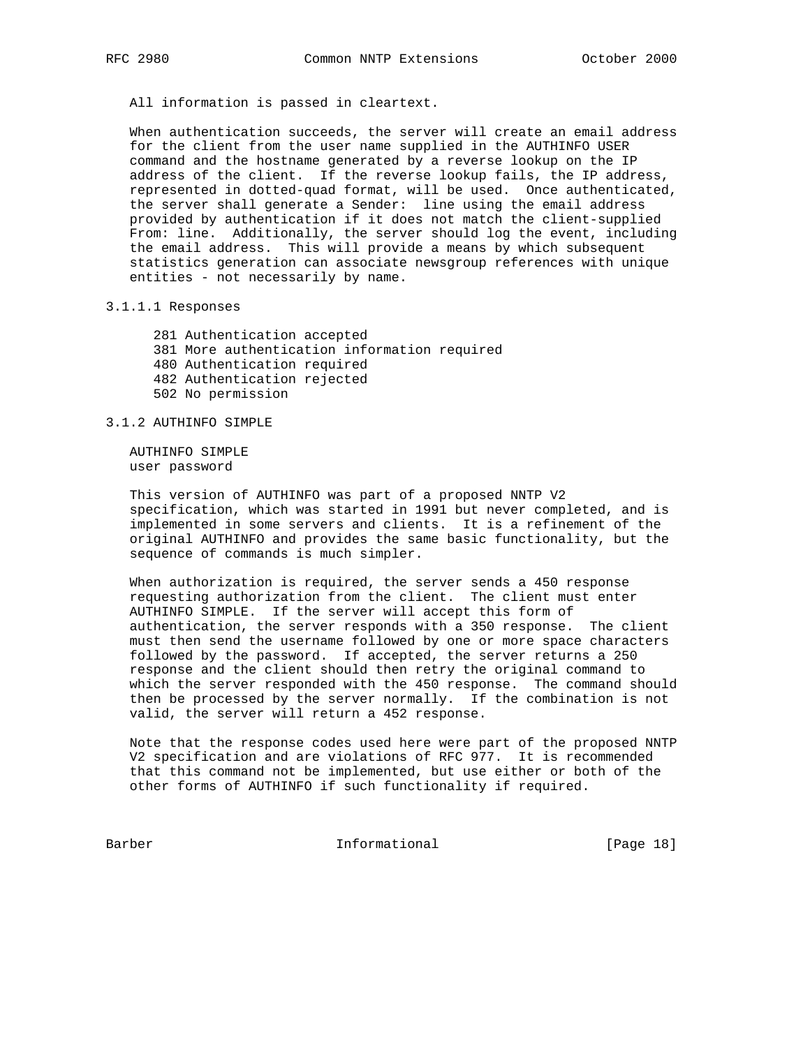All information is passed in cleartext.

When authentication succeeds, the server will create an email address for the client from the user name supplied in the AUTHINFO USER command and the hostname generated by a reverse lookup on the IP address of the client. If the reverse lookup fails, the IP address, represented in dotted-quad format, will be used. Once authenticated, the server shall generate a Sender: line using the email address provided by authentication if it does not match the client-supplied From: line. Additionally, the server should log the event, including the email address. This will provide a means by which subsequent statistics generation can associate newsgroup references with unique entities - not necessarily by name.

#### 3.1.1.1 Responses

```
281 Authentication accepted
381 More authentication information required
480 Authentication required
482 Authentication rejected
502 No permission
```

### 3.1.2 AUTHINFO SIMPLE

```
AUTHINFO SIMPLE
user password
```

This version of AUTHINFO was part of a proposed NNTP V2 specification, which was started in 1991 but never completed, and is implemented in some servers and clients. It is a refinement of the original AUTHINFO and provides the same basic functionality, but the sequence of commands is much simpler.

When authorization is required, the server sends a 450 response requesting authorization from the client. The client must enter AUTHINFO SIMPLE. If the server will accept this form of authentication, the server responds with a 350 response. The client must then send the username followed by one or more space characters followed by the password. If accepted, the server returns a 250 response and the client should then retry the original command to which the server responded with the 450 response. The command should then be processed by the server normally. If the combination is not valid, the server will return a 452 response.

Note that the response codes used here were part of the proposed NNTP V2 specification and are violations of RFC 977. It is recommended that this command not be implemented, but use either or both of the other forms of AUTHINFO if such functionality if required.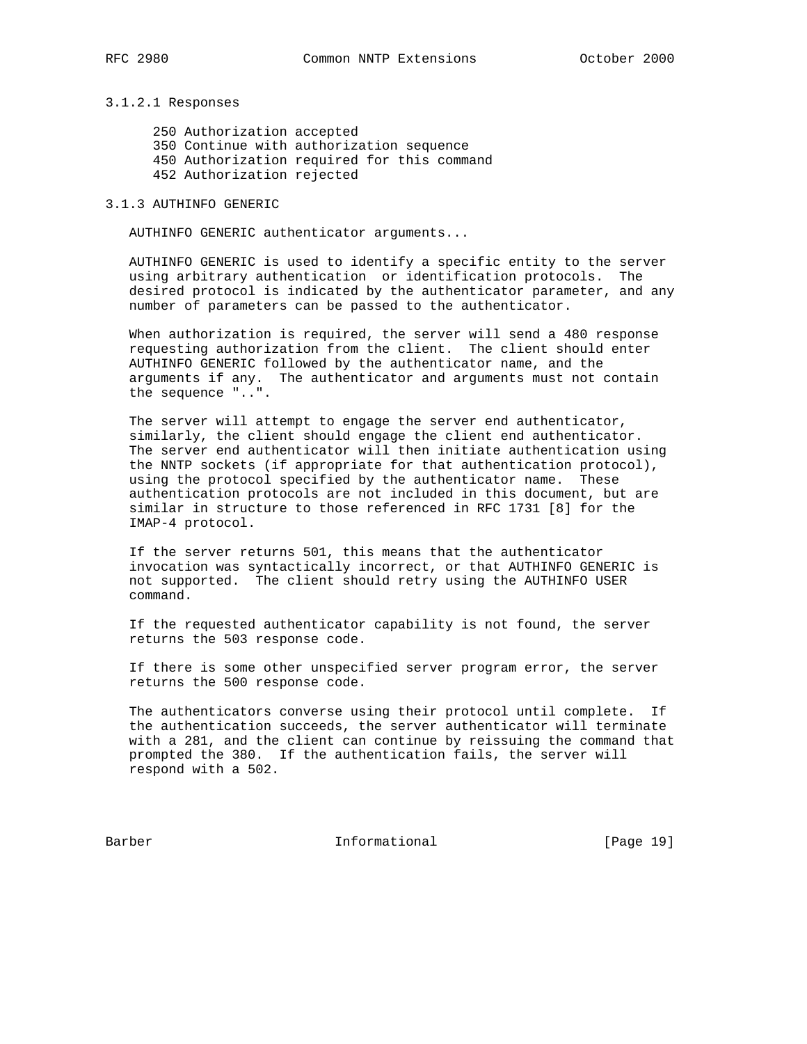#### 3.1.2.1 Responses

```
250 Authorization accepted
350 Continue with authorization sequence
450 Authorization required for this command
452 Authorization rejected
```

### 3.1.3 AUTHINFO GENERIC

AUTHINFO GENERIC authenticator arguments...

AUTHINFO GENERIC is used to identify a specific entity to the server using arbitrary authentication or identification protocols. The desired protocol is indicated by the authenticator parameter, and any number of parameters can be passed to the authenticator.

When authorization is required, the server will send a 480 response requesting authorization from the client. The client should enter AUTHINFO GENERIC followed by the authenticator name, and the arguments if any. The authenticator and arguments must not contain the sequence "..".

The server will attempt to engage the server end authenticator, similarly, the client should engage the client end authenticator. The server end authenticator will then initiate authentication using the NNTP sockets (if appropriate for that authentication protocol), using the protocol specified by the authenticator name. These authentication protocols are not included in this document, but are similar in structure to those referenced in RFC 1731 [8] for the IMAP-4 protocol.

If the server returns 501, this means that the authenticator invocation was syntactically incorrect, or that AUTHINFO GENERIC is not supported. The client should retry using the AUTHINFO USER command.

If the requested authenticator capability is not found, the server returns the 503 response code.

If there is some other unspecified server program error, the server returns the 500 response code.

The authenticators converse using their protocol until complete. If the authentication succeeds, the server authenticator will terminate with a 281, and the client can continue by reissuing the command that prompted the 380. If the authentication fails, the server will respond with a 502.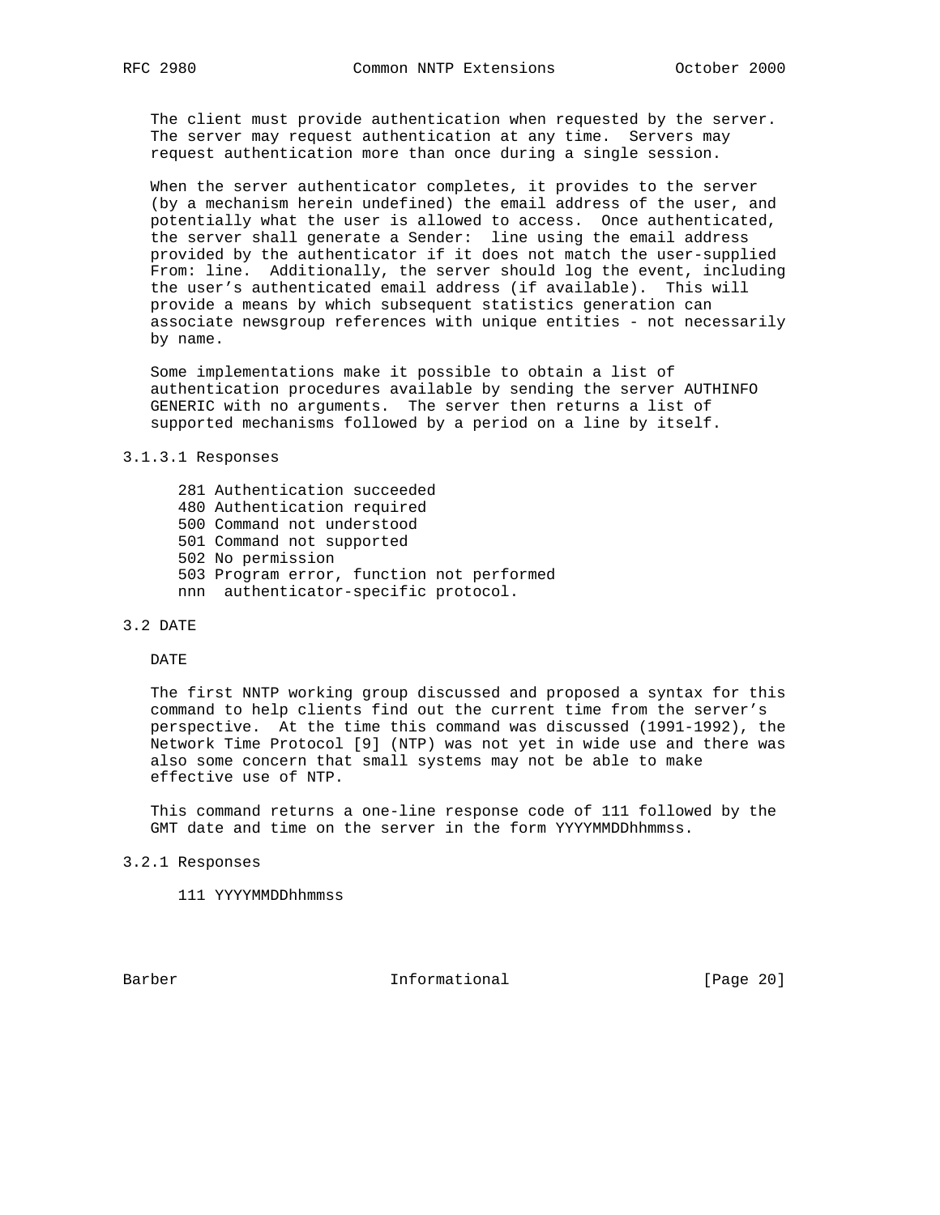The client must provide authentication when requested by the server. The server may request authentication at any time. Servers may request authentication more than once during a single session.

When the server authenticator completes, it provides to the server (by a mechanism herein undefined) the email address of the user, and potentially what the user is allowed to access. Once authenticated, the server shall generate a Sender: line using the email address provided by the authenticator if it does not match the user-supplied From: line. Additionally, the server should log the event, including the user's authenticated email address (if available). This will provide a means by which subsequent statistics generation can associate newsgroup references with unique entities - not necessarily by name.

Some implementations make it possible to obtain a list of authentication procedures available by sending the server AUTHINFO GENERIC with no arguments. The server then returns a list of supported mechanisms followed by a period on a line by itself.

#### 3.1.3.1 Responses

```
281 Authentication succeeded
480 Authentication required
500 Command not understood
501 Command not supported
502 No permission
503 Program error, function not performed
nnn  authenticator-specific protocol.
```

## 3.2 DATE

DATE

The first NNTP working group discussed and proposed a syntax for this command to help clients find out the current time from the server's perspective. At the time this command was discussed (1991-1992), the Network Time Protocol [9] (NTP) was not yet in wide use and there was also some concern that small systems may not be able to make effective use of NTP.

This command returns a one-line response code of 111 followed by the GMT date and time on the server in the form YYYYMMDDhhmmss.

### 3.2.1 Responses

```
111 YYYYMMDDhhmmss
```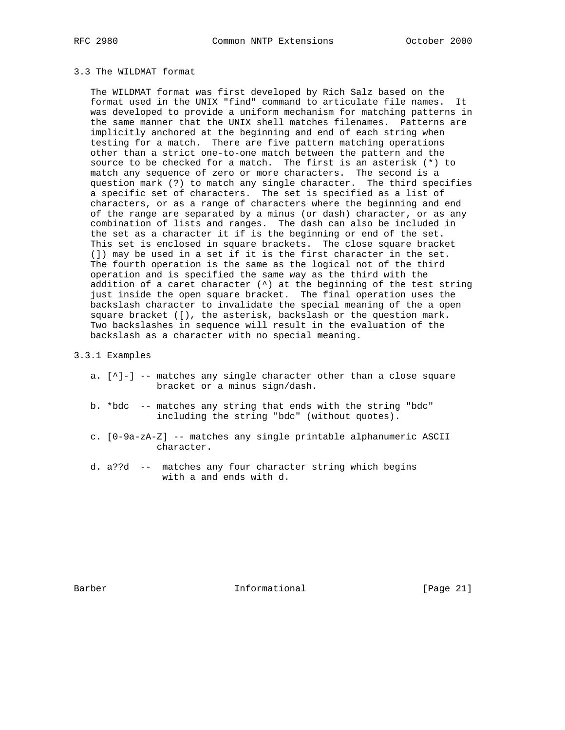### 3.3 The WILDMAT format

The WILDMAT format was first developed by Rich Salz based on the format used in the UNIX "find" command to articulate file names. It was developed to provide a uniform mechanism for matching patterns in the same manner that the UNIX shell matches filenames. Patterns are implicitly anchored at the beginning and end of each string when testing for a match. There are five pattern matching operations other than a strict one-to-one match between the pattern and the source to be checked for a match. The first is an asterisk (*) to match any sequence of zero or more characters. The second is a question mark (?) to match any single character. The third specifies a specific set of characters. The set is specified as a list of characters, or as a range of characters where the beginning and end of the range are separated by a minus (or dash) character, or as any combination of lists and ranges. The dash can also be included in the set as a character it if is the beginning or end of the set. This set is enclosed in square brackets. The close square bracket (]) may be used in a set if it is the first character in the set. The fourth operation is the same as the logical not of the third operation and is specified the same way as the third with the addition of a caret character (^) at the beginning of the test string just inside the open square bracket. The final operation uses the backslash character to invalidate the special meaning of the a open square bracket ([), the asterisk, backslash or the question mark. Two backslashes in sequence will result in the evaluation of the backslash as a character with no special meaning.

#### 3.3.1 Examples

a. [^]-] -- matches any single character other than a close square bracket or a minus sign/dash.

b. *bdc -- matches any string that ends with the string "bdc" including the string "bdc" (without quotes).

c. [0-9a-zA-Z] -- matches any single printable alphanumeric ASCII character.

d. a??d -- matches any four character string which begins with a and ends with d.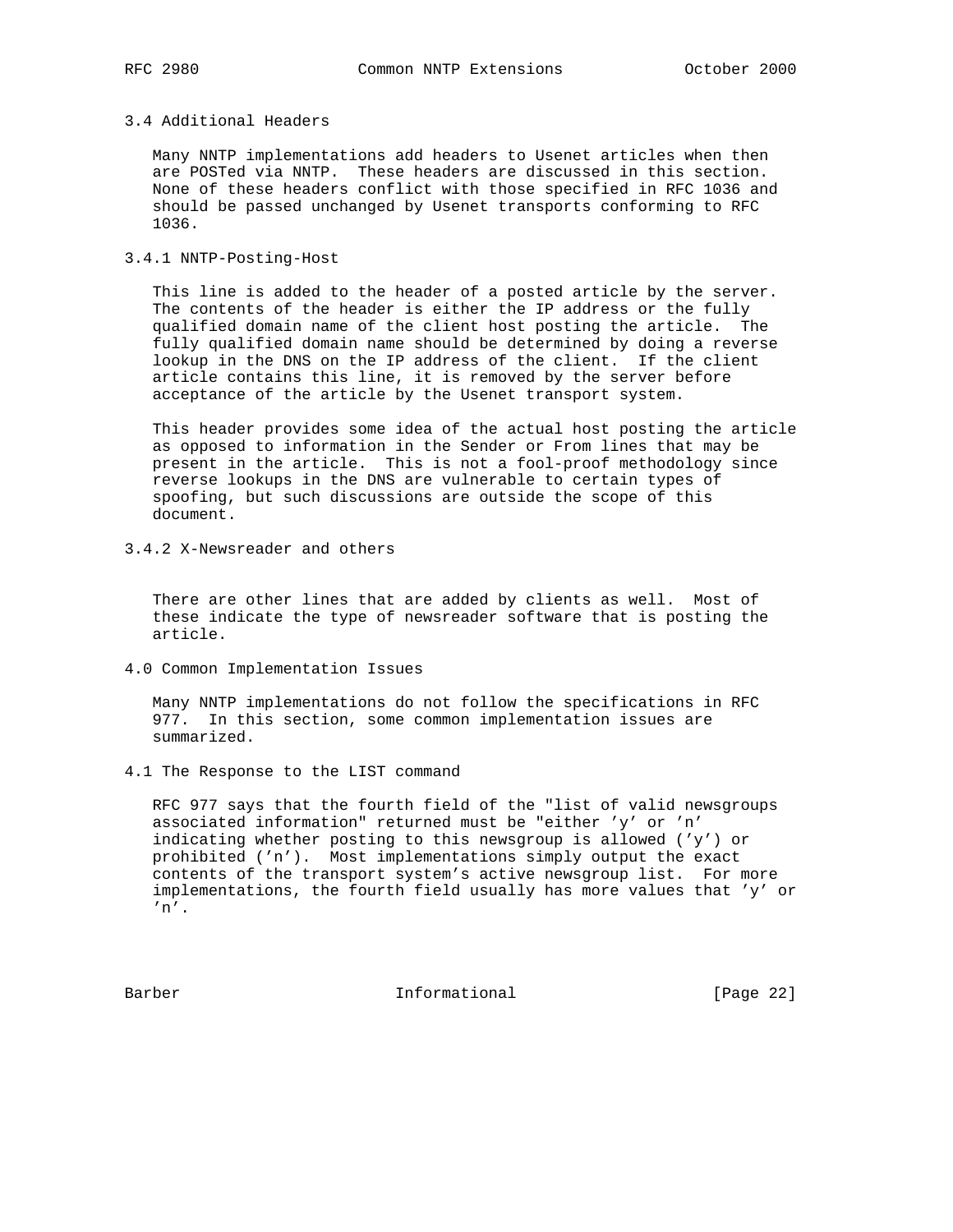### 3.4 Additional Headers

Many NNTP implementations add headers to Usenet articles when then are POSTed via NNTP. These headers are discussed in this section. None of these headers conflict with those specified in RFC 1036 and should be passed unchanged by Usenet transports conforming to RFC 1036.

#### 3.4.1 NNTP-Posting-Host

This line is added to the header of a posted article by the server. The contents of the header is either the IP address or the fully qualified domain name of the client host posting the article. The fully qualified domain name should be determined by doing a reverse lookup in the DNS on the IP address of the client. If the client article contains this line, it is removed by the server before acceptance of the article by the Usenet transport system.

This header provides some idea of the actual host posting the article as opposed to information in the Sender or From lines that may be present in the article. This is not a fool-proof methodology since reverse lookups in the DNS are vulnerable to certain types of spoofing, but such discussions are outside the scope of this document.

#### 3.4.2 X-Newsreader and others

There are other lines that are added by clients as well. Most of these indicate the type of newsreader software that is posting the article.

## 4.0 Common Implementation Issues

Many NNTP implementations do not follow the specifications in RFC 977. In this section, some common implementation issues are summarized.

### 4.1 The Response to the LIST command

RFC 977 says that the fourth field of the "list of valid newsgroups associated information" returned must be "either 'y' or 'n' indicating whether posting to this newsgroup is allowed ('y') or prohibited ('n'). Most implementations simply output the exact contents of the transport system's active newsgroup list. For more implementations, the fourth field usually has more values that 'y' or 'n'.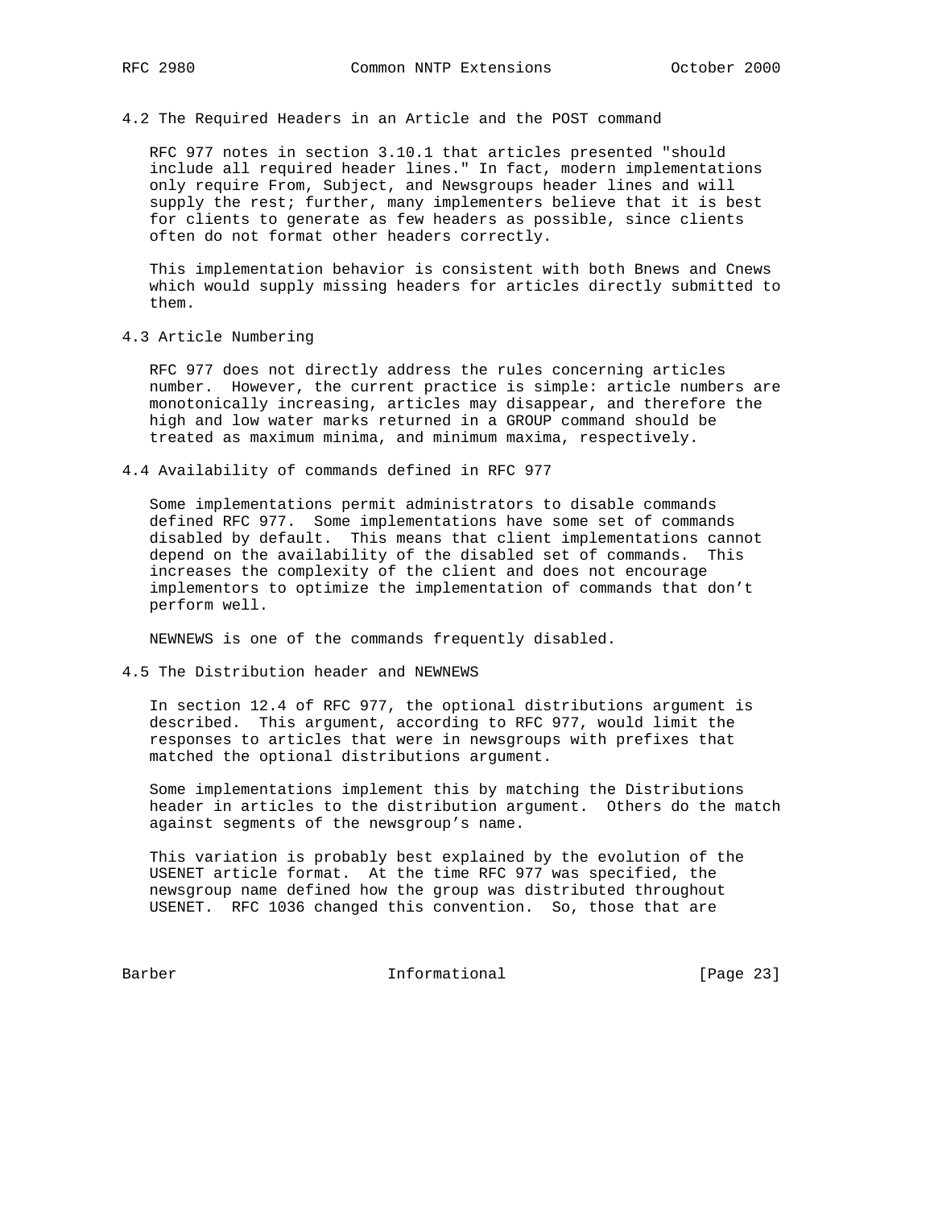### 4.2 The Required Headers in an Article and the POST command

RFC 977 notes in section 3.10.1 that articles presented "should include all required header lines." In fact, modern implementations only require From, Subject, and Newsgroups header lines and will supply the rest; further, many implementers believe that it is best for clients to generate as few headers as possible, since clients often do not format other headers correctly.

This implementation behavior is consistent with both Bnews and Cnews which would supply missing headers for articles directly submitted to them.

### 4.3 Article Numbering

RFC 977 does not directly address the rules concerning articles number. However, the current practice is simple: article numbers are monotonically increasing, articles may disappear, and therefore the high and low water marks returned in a GROUP command should be treated as maximum minima, and minimum maxima, respectively.

### 4.4 Availability of commands defined in RFC 977

Some implementations permit administrators to disable commands defined RFC 977. Some implementations have some set of commands disabled by default. This means that client implementations cannot depend on the availability of the disabled set of commands. This increases the complexity of the client and does not encourage implementors to optimize the implementation of commands that don't perform well.

NEWNEWS is one of the commands frequently disabled.

### 4.5 The Distribution header and NEWNEWS

In section 12.4 of RFC 977, the optional distributions argument is described. This argument, according to RFC 977, would limit the responses to articles that were in newsgroups with prefixes that matched the optional distributions argument.

Some implementations implement this by matching the Distributions header in articles to the distribution argument. Others do the match against segments of the newsgroup's name.

This variation is probably best explained by the evolution of the USENET article format. At the time RFC 977 was specified, the newsgroup name defined how the group was distributed throughout USENET. RFC 1036 changed this convention. So, those that are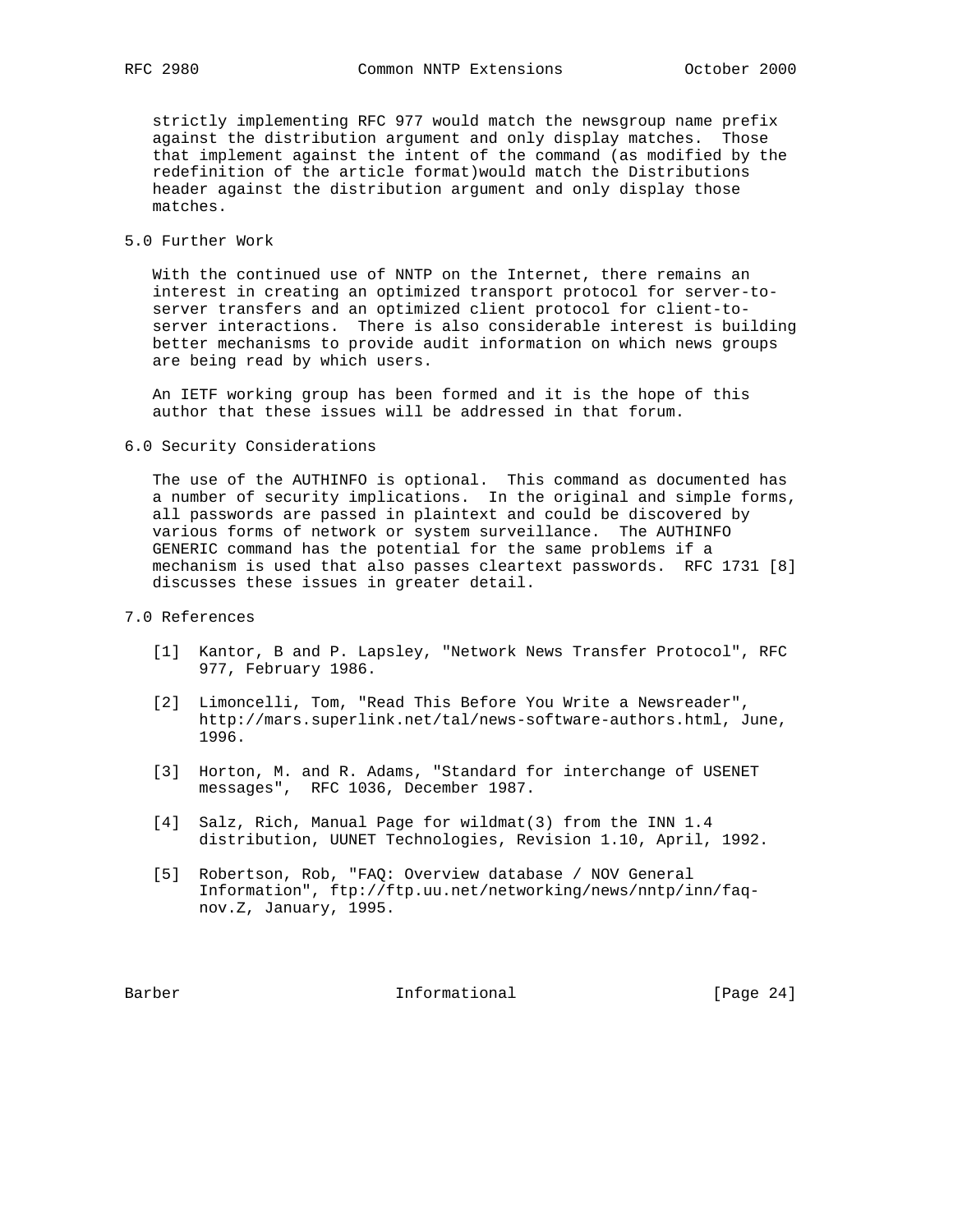strictly implementing RFC 977 would match the newsgroup name prefix against the distribution argument and only display matches. Those that implement against the intent of the command (as modified by the redefinition of the article format)would match the Distributions header against the distribution argument and only display those matches.

## 5.0 Further Work

With the continued use of NNTP on the Internet, there remains an interest in creating an optimized transport protocol for server-to-server transfers and an optimized client protocol for client-to-server interactions. There is also considerable interest is building better mechanisms to provide audit information on which news groups are being read by which users.

An IETF working group has been formed and it is the hope of this author that these issues will be addressed in that forum.

## 6.0 Security Considerations

The use of the AUTHINFO is optional. This command as documented has a number of security implications. In the original and simple forms, all passwords are passed in plaintext and could be discovered by various forms of network or system surveillance. The AUTHINFO GENERIC command has the potential for the same problems if a mechanism is used that also passes cleartext passwords. RFC 1731 [8] discusses these issues in greater detail.

## 7.0 References

[1] Kantor, B and P. Lapsley, "Network News Transfer Protocol", RFC 977, February 1986.

[2] Limoncelli, Tom, "Read This Before You Write a Newsreader", http://mars.superlink.net/tal/news-software-authors.html, June, 1996.

[3] Horton, M. and R. Adams, "Standard for interchange of USENET messages", RFC 1036, December 1987.

[4] Salz, Rich, Manual Page for wildmat(3) from the INN 1.4 distribution, UUNET Technologies, Revision 1.10, April, 1992.

[5] Robertson, Rob, "FAQ: Overview database / NOV General Information", ftp://ftp.uu.net/networking/news/nntp/inn/faq-nov.Z, January, 1995.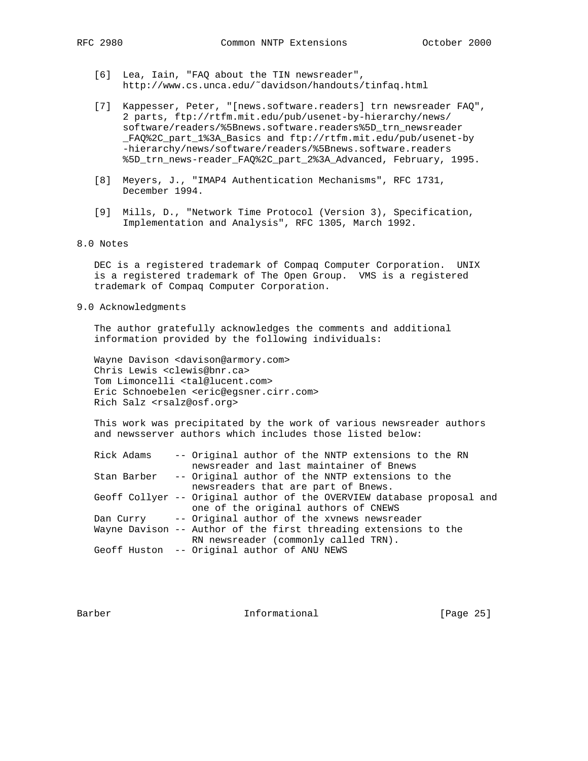[6] Lea, Iain, "FAQ about the TIN newsreader", http://www.cs.unca.edu/~davidson/handouts/tinfaq.html

[7] Kappesser, Peter, "[news.software.readers] trn newsreader FAQ", 2 parts, ftp://rtfm.mit.edu/pub/usenet-by-hierarchy/news/software/readers/%5Bnews.software.readers%5D_trn_newsreader_FAQ%2C_part_1%3A_Basics and ftp://rtfm.mit.edu/pub/usenet-by-hierarchy/news/software/readers/%5Bnews.software.readers%5D_trn_news-reader_FAQ%2C_part_2%3A_Advanced, February, 1995.

[8] Meyers, J., "IMAP4 Authentication Mechanisms", RFC 1731, December 1994.

[9] Mills, D., "Network Time Protocol (Version 3), Specification, Implementation and Analysis", RFC 1305, March 1992.

## 8.0 Notes

DEC is a registered trademark of Compaq Computer Corporation. UNIX is a registered trademark of The Open Group. VMS is a registered trademark of Compaq Computer Corporation.

## 9.0 Acknowledgments

The author gratefully acknowledges the comments and additional information provided by the following individuals:

Wayne Davison <davison@armory.com>
Chris Lewis <clewis@bnr.ca>
Tom Limoncelli <tal@lucent.com>
Eric Schnoebelen <eric@egsner.cirr.com>
Rich Salz <rsalz@osf.org>

This work was precipitated by the work of various newsreader authors and newsserver authors which includes those listed below:

```
Rick Adams    -- Original author of the NNTP extensions to the RN
                 newsreader and last maintainer of Bnews
Stan Barber   -- Original author of the NNTP extensions to the
                 newsreaders that are part of Bnews.
Geoff Collyer -- Original author of the OVERVIEW database proposal and
                 one of the original authors of CNEWS
Dan Curry     -- Original author of the xvnews newsreader
Wayne Davison -- Author of the first threading extensions to the
                 RN newsreader (commonly called TRN).
Geoff Huston  -- Original author of ANU NEWS
```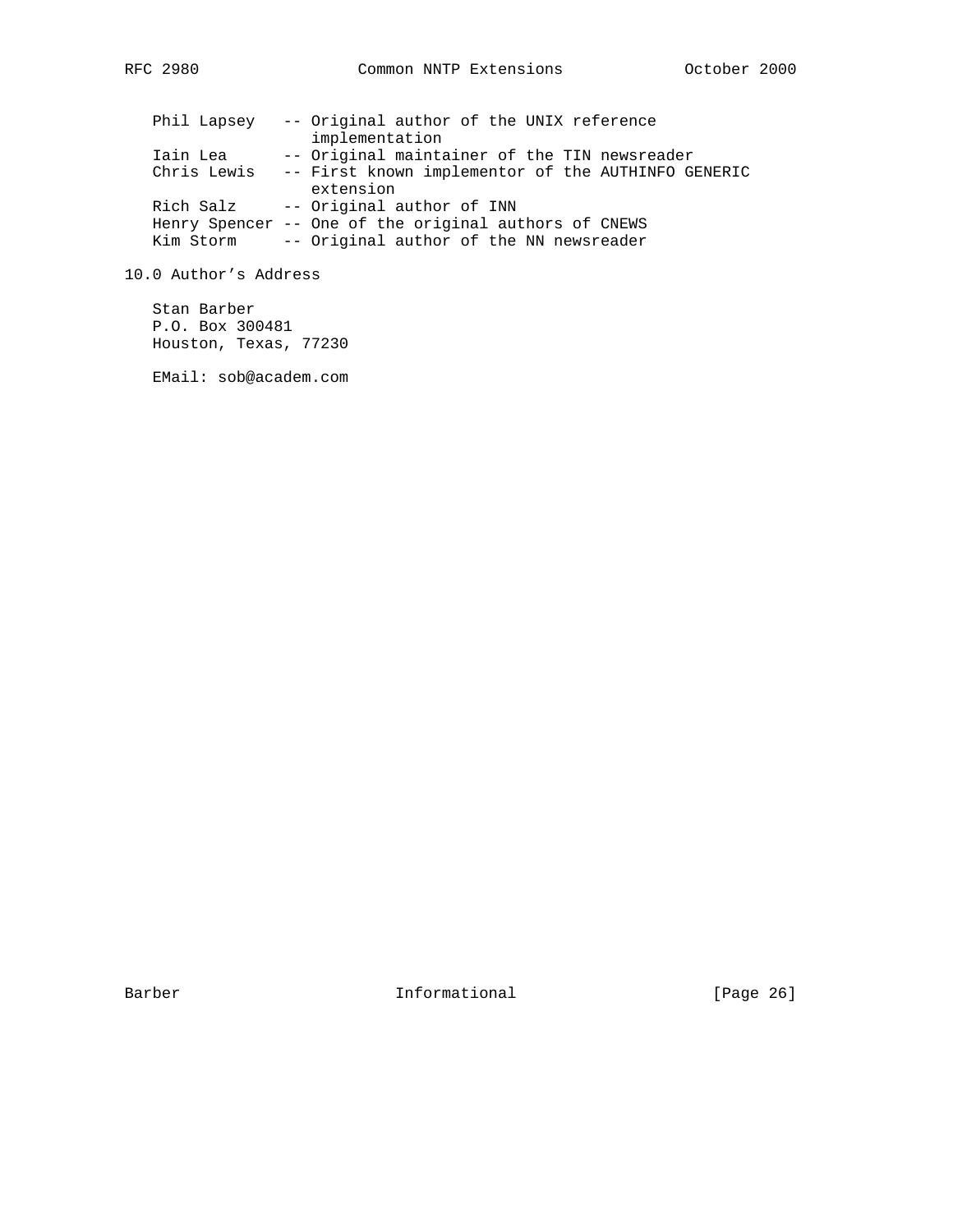Phil Lapsey -- Original author of the UNIX reference implementation
Iain Lea -- Original maintainer of the TIN newsreader
Chris Lewis -- First known implementor of the AUTHINFO GENERIC extension
Rich Salz -- Original author of INN
Henry Spencer -- One of the original authors of CNEWS
Kim Storm -- Original author of the NN newsreader

## 10.0 Author's Address

Stan Barber
P.O. Box 300481
Houston, Texas, 77230

EMail: sob@academ.com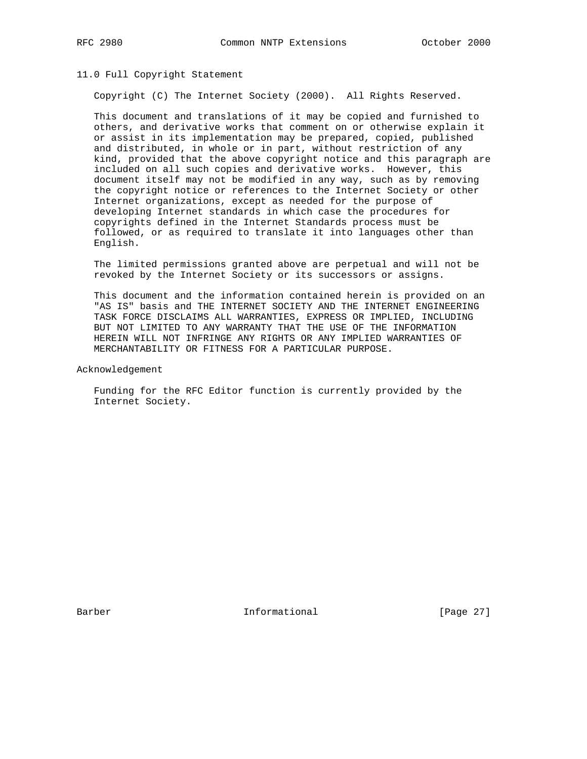## 11.0 Full Copyright Statement

Copyright (C) The Internet Society (2000). All Rights Reserved.

This document and translations of it may be copied and furnished to others, and derivative works that comment on or otherwise explain it or assist in its implementation may be prepared, copied, published and distributed, in whole or in part, without restriction of any kind, provided that the above copyright notice and this paragraph are included on all such copies and derivative works. However, this document itself may not be modified in any way, such as by removing the copyright notice or references to the Internet Society or other Internet organizations, except as needed for the purpose of developing Internet standards in which case the procedures for copyrights defined in the Internet Standards process must be followed, or as required to translate it into languages other than English.

The limited permissions granted above are perpetual and will not be revoked by the Internet Society or its successors or assigns.

This document and the information contained herein is provided on an "AS IS" basis and THE INTERNET SOCIETY AND THE INTERNET ENGINEERING TASK FORCE DISCLAIMS ALL WARRANTIES, EXPRESS OR IMPLIED, INCLUDING BUT NOT LIMITED TO ANY WARRANTY THAT THE USE OF THE INFORMATION HEREIN WILL NOT INFRINGE ANY RIGHTS OR ANY IMPLIED WARRANTIES OF MERCHANTABILITY OR FITNESS FOR A PARTICULAR PURPOSE.

## Acknowledgement

Funding for the RFC Editor function is currently provided by the Internet Society.